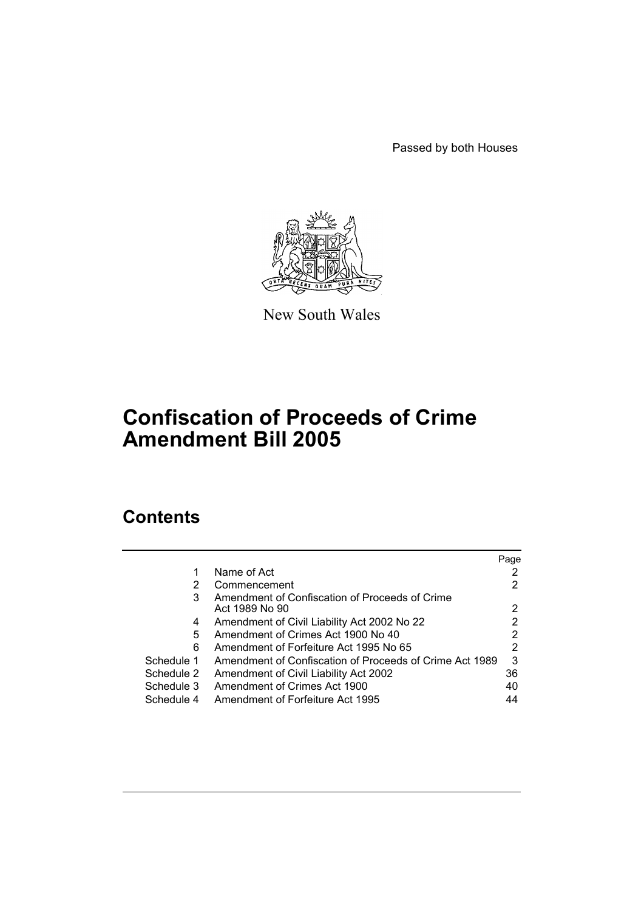Passed by both Houses

New South Wales

# Confiscation of Proceeds of Crime Amendment Bill 2005

## Contents

| | | Page |
|---|---|---|
| 1 | Name of Act | 2 |
| 2 | Commencement | 2 |
| 3 | Amendment of Confiscation of Proceeds of Crime Act 1989 No 90 | 2 |
| 4 | Amendment of Civil Liability Act 2002 No 22 | 2 |
| 5 | Amendment of Crimes Act 1900 No 40 | 2 |
| 6 | Amendment of Forfeiture Act 1995 No 65 | 2 |
| Schedule 1 | Amendment of Confiscation of Proceeds of Crime Act 1989 | 3 |
| Schedule 2 | Amendment of Civil Liability Act 2002 | 36 |
| Schedule 3 | Amendment of Crimes Act 1900 | 40 |
| Schedule 4 | Amendment of Forfeiture Act 1995 | 44 |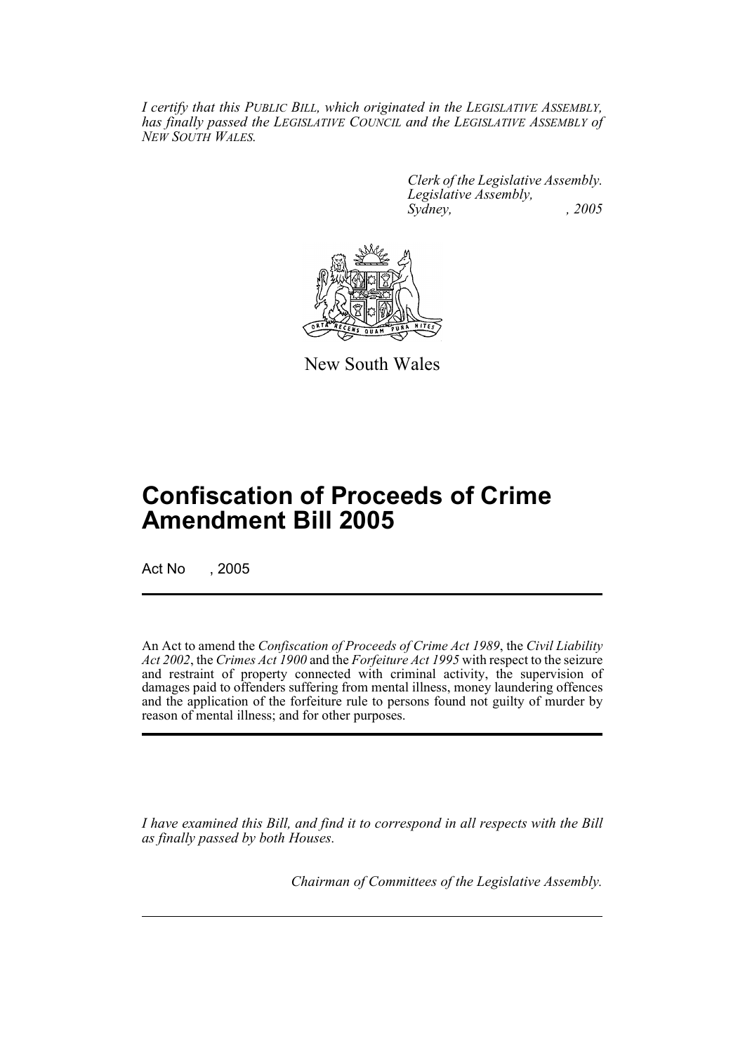*I certify that this PUBLIC BILL, which originated in the LEGISLATIVE ASSEMBLY, has finally passed the LEGISLATIVE COUNCIL and the LEGISLATIVE ASSEMBLY of NEW SOUTH WALES.*

*Clerk of the Legislative Assembly.*
*Legislative Assembly,*
*Sydney, , 2005*

New South Wales

# Confiscation of Proceeds of Crime Amendment Bill 2005

Act No , 2005

An Act to amend the *Confiscation of Proceeds of Crime Act 1989*, the *Civil Liability Act 2002*, the *Crimes Act 1900* and the *Forfeiture Act 1995* with respect to the seizure and restraint of property connected with criminal activity, the supervision of damages paid to offenders suffering from mental illness, money laundering offences and the application of the forfeiture rule to persons found not guilty of murder by reason of mental illness; and for other purposes.

*I have examined this Bill, and find it to correspond in all respects with the Bill as finally passed by both Houses.*

*Chairman of Committees of the Legislative Assembly.*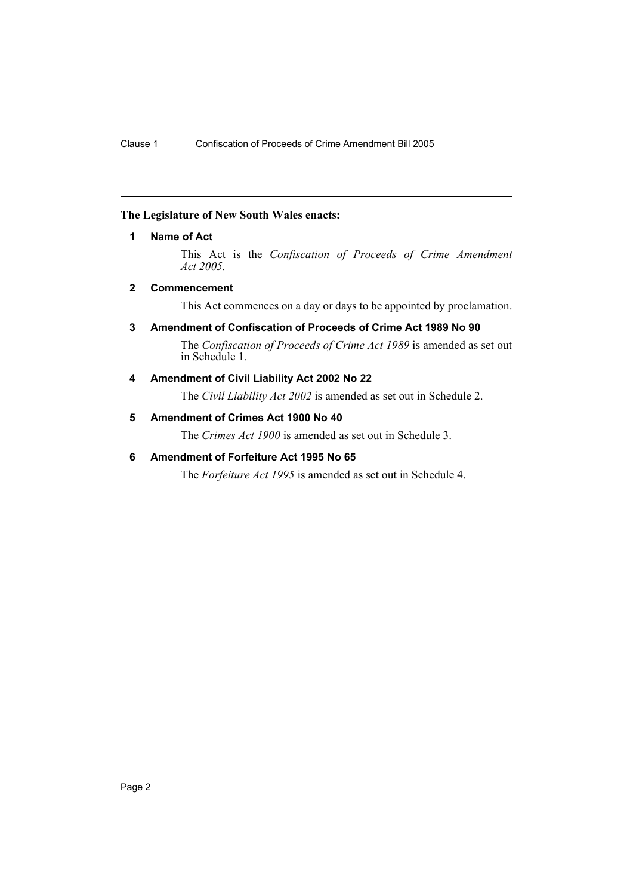**The Legislature of New South Wales enacts:**

## 1 Name of Act

This Act is the *Confiscation of Proceeds of Crime Amendment Act 2005.*

## 2 Commencement

This Act commences on a day or days to be appointed by proclamation.

## 3 Amendment of Confiscation of Proceeds of Crime Act 1989 No 90

The *Confiscation of Proceeds of Crime Act 1989* is amended as set out in Schedule 1.

## 4 Amendment of Civil Liability Act 2002 No 22

The *Civil Liability Act 2002* is amended as set out in Schedule 2.

## 5 Amendment of Crimes Act 1900 No 40

The *Crimes Act 1900* is amended as set out in Schedule 3.

## 6 Amendment of Forfeiture Act 1995 No 65

The *Forfeiture Act 1995* is amended as set out in Schedule 4.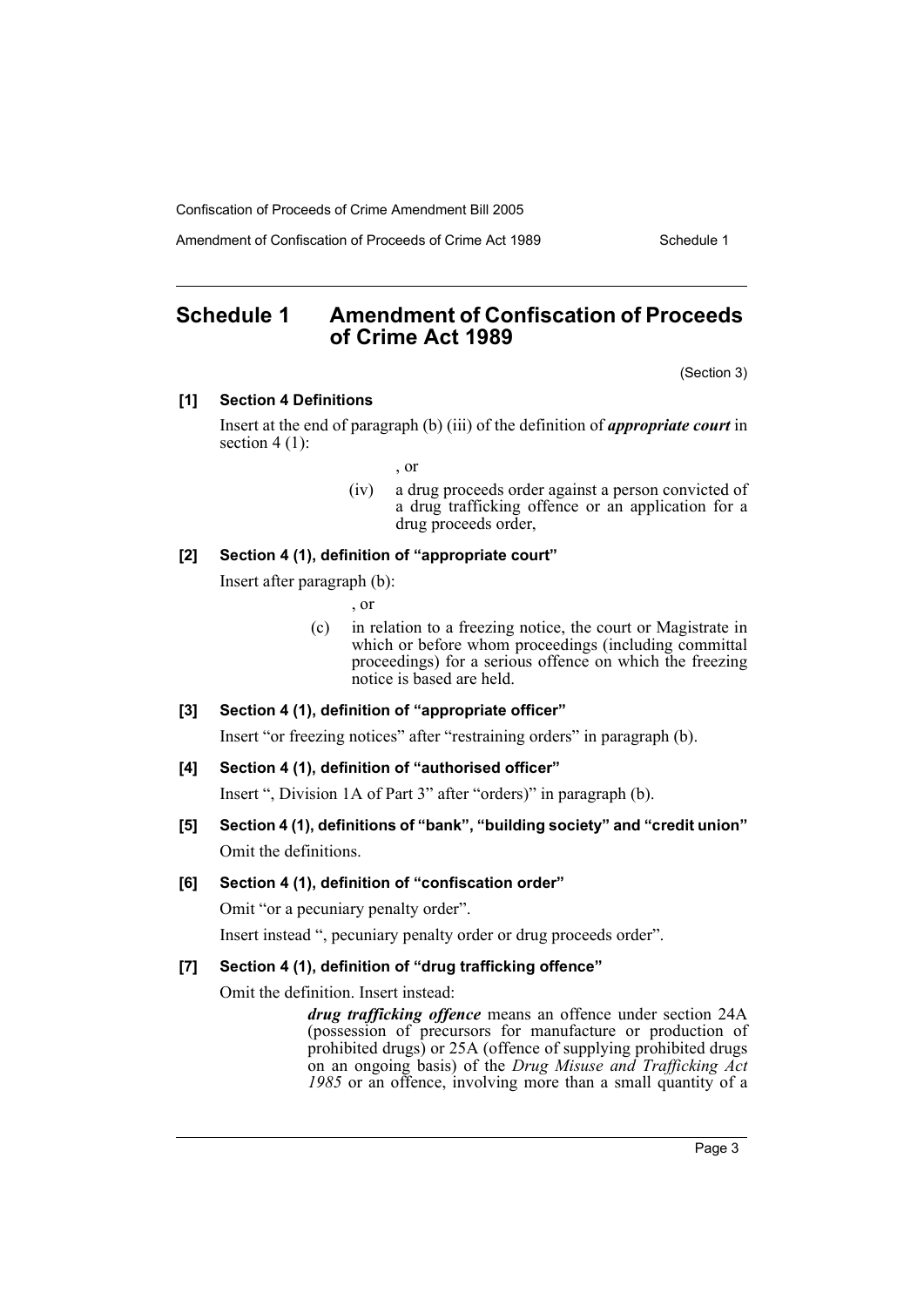## Schedule 1 Amendment of Confiscation of Proceeds of Crime Act 1989

(Section 3)

### [1] Section 4 Definitions

Insert at the end of paragraph (b) (iii) of the definition of ***appropriate court*** in section 4 (1):

, or

(iv) a drug proceeds order against a person convicted of a drug trafficking offence or an application for a drug proceeds order,

### [2] Section 4 (1), definition of "appropriate court"

Insert after paragraph (b):

, or

(c) in relation to a freezing notice, the court or Magistrate in which or before whom proceedings (including committal proceedings) for a serious offence on which the freezing notice is based are held.

### [3] Section 4 (1), definition of "appropriate officer"

Insert "or freezing notices" after "restraining orders" in paragraph (b).

### [4] Section 4 (1), definition of "authorised officer"

Insert ", Division 1A of Part 3" after "orders)" in paragraph (b).

### [5] Section 4 (1), definitions of "bank", "building society" and "credit union"

Omit the definitions.

### [6] Section 4 (1), definition of "confiscation order"

Omit "or a pecuniary penalty order".

Insert instead ", pecuniary penalty order or drug proceeds order".

### [7] Section 4 (1), definition of "drug trafficking offence"

Omit the definition. Insert instead:

***drug trafficking offence*** means an offence under section 24A (possession of precursors for manufacture or production of prohibited drugs) or 25A (offence of supplying prohibited drugs on an ongoing basis) of the *Drug Misuse and Trafficking Act 1985* or an offence, involving more than a small quantity of a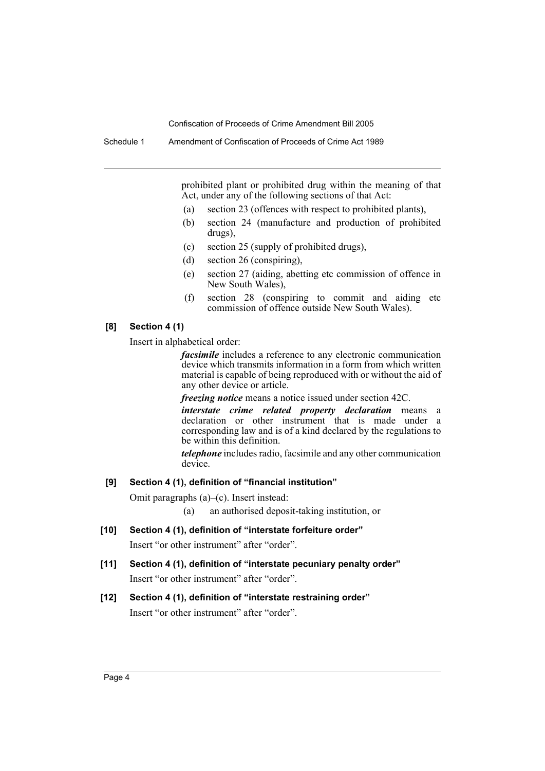prohibited plant or prohibited drug within the meaning of that Act, under any of the following sections of that Act:

- (a) section 23 (offences with respect to prohibited plants),
- (b) section 24 (manufacture and production of prohibited drugs),
- (c) section 25 (supply of prohibited drugs),
- (d) section 26 (conspiring),
- (e) section 27 (aiding, abetting etc commission of offence in New South Wales),
- (f) section 28 (conspiring to commit and aiding etc commission of offence outside New South Wales).

**[8] Section 4 (1)**

Insert in alphabetical order:

> ***facsimile*** includes a reference to any electronic communication device which transmits information in a form from which written material is capable of being reproduced with or without the aid of any other device or article.
>
> ***freezing notice*** means a notice issued under section 42C.
>
> ***interstate crime related property declaration*** means a declaration or other instrument that is made under a corresponding law and is of a kind declared by the regulations to be within this definition.
>
> ***telephone*** includes radio, facsimile and any other communication device.

**[9] Section 4 (1), definition of "financial institution"**

Omit paragraphs (a)–(c). Insert instead:

> (a) an authorised deposit-taking institution, or

**[10] Section 4 (1), definition of "interstate forfeiture order"**

Insert "or other instrument" after "order".

**[11] Section 4 (1), definition of "interstate pecuniary penalty order"**

Insert "or other instrument" after "order".

**[12] Section 4 (1), definition of "interstate restraining order"**

Insert "or other instrument" after "order".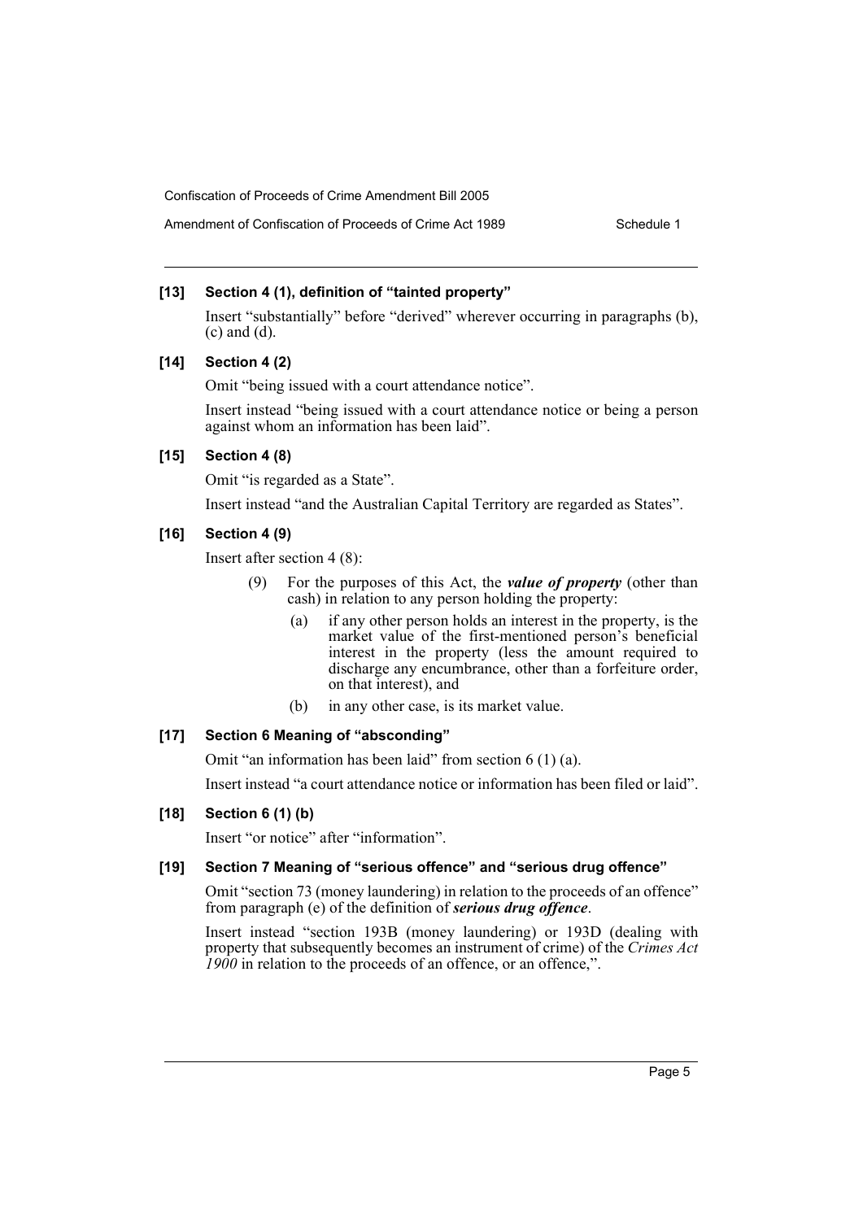### [13] Section 4 (1), definition of "tainted property"

Insert "substantially" before "derived" wherever occurring in paragraphs (b), (c) and (d).

### [14] Section 4 (2)

Omit "being issued with a court attendance notice".

Insert instead "being issued with a court attendance notice or being a person against whom an information has been laid".

### [15] Section 4 (8)

Omit "is regarded as a State".

Insert instead "and the Australian Capital Territory are regarded as States".

### [16] Section 4 (9)

Insert after section 4 (8):

> (9) For the purposes of this Act, the ***value of property*** (other than cash) in relation to any person holding the property:
>
> (a) if any other person holds an interest in the property, is the market value of the first-mentioned person's beneficial interest in the property (less the amount required to discharge any encumbrance, other than a forfeiture order, on that interest), and
>
> (b) in any other case, is its market value.

### [17] Section 6 Meaning of "absconding"

Omit "an information has been laid" from section 6 (1) (a).

Insert instead "a court attendance notice or information has been filed or laid".

### [18] Section 6 (1) (b)

Insert "or notice" after "information".

### [19] Section 7 Meaning of "serious offence" and "serious drug offence"

Omit "section 73 (money laundering) in relation to the proceeds of an offence" from paragraph (e) of the definition of ***serious drug offence***.

Insert instead "section 193B (money laundering) or 193D (dealing with property that subsequently becomes an instrument of crime) of the *Crimes Act 1900* in relation to the proceeds of an offence, or an offence,".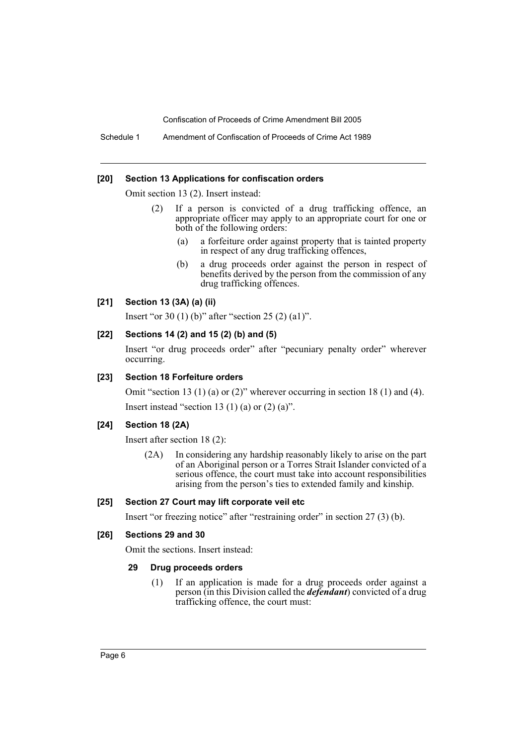### [20] Section 13 Applications for confiscation orders

Omit section 13 (2). Insert instead:

> (2) If a person is convicted of a drug trafficking offence, an appropriate officer may apply to an appropriate court for one or both of the following orders:
>
> (a) a forfeiture order against property that is tainted property in respect of any drug trafficking offences,
>
> (b) a drug proceeds order against the person in respect of benefits derived by the person from the commission of any drug trafficking offences.

### [21] Section 13 (3A) (a) (ii)

Insert "or 30 (1) (b)" after "section 25 (2) (a1)".

### [22] Sections 14 (2) and 15 (2) (b) and (5)

Insert "or drug proceeds order" after "pecuniary penalty order" wherever occurring.

### [23] Section 18 Forfeiture orders

Omit "section 13 (1) (a) or (2)" wherever occurring in section 18 (1) and (4).

Insert instead "section 13 (1) (a) or (2) (a)".

### [24] Section 18 (2A)

Insert after section 18 (2):

> (2A) In considering any hardship reasonably likely to arise on the part of an Aboriginal person or a Torres Strait Islander convicted of a serious offence, the court must take into account responsibilities arising from the person's ties to extended family and kinship.

### [25] Section 27 Court may lift corporate veil etc

Insert "or freezing notice" after "restraining order" in section 27 (3) (b).

### [26] Sections 29 and 30

Omit the sections. Insert instead:

#### 29 Drug proceeds orders

> (1) If an application is made for a drug proceeds order against a person (in this Division called the ***defendant***) convicted of a drug trafficking offence, the court must: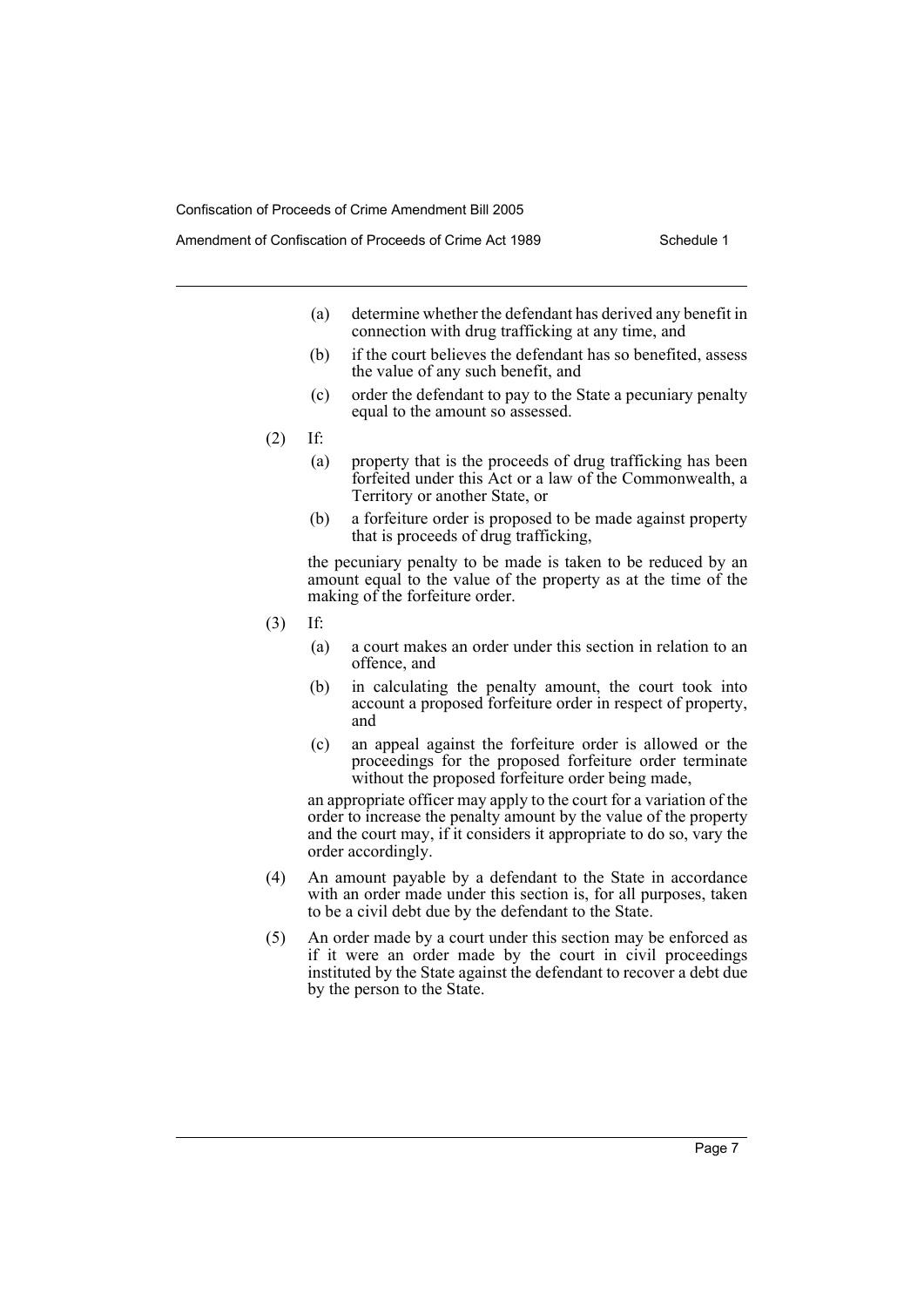(a) determine whether the defendant has derived any benefit in connection with drug trafficking at any time, and

(b) if the court believes the defendant has so benefited, assess the value of any such benefit, and

(c) order the defendant to pay to the State a pecuniary penalty equal to the amount so assessed.

(2) If:

(a) property that is the proceeds of drug trafficking has been forfeited under this Act or a law of the Commonwealth, a Territory or another State, or

(b) a forfeiture order is proposed to be made against property that is proceeds of drug trafficking,

the pecuniary penalty to be made is taken to be reduced by an amount equal to the value of the property as at the time of the making of the forfeiture order.

(3) If:

(a) a court makes an order under this section in relation to an offence, and

(b) in calculating the penalty amount, the court took into account a proposed forfeiture order in respect of property, and

(c) an appeal against the forfeiture order is allowed or the proceedings for the proposed forfeiture order terminate without the proposed forfeiture order being made,

an appropriate officer may apply to the court for a variation of the order to increase the penalty amount by the value of the property and the court may, if it considers it appropriate to do so, vary the order accordingly.

(4) An amount payable by a defendant to the State in accordance with an order made under this section is, for all purposes, taken to be a civil debt due by the defendant to the State.

(5) An order made by a court under this section may be enforced as if it were an order made by the court in civil proceedings instituted by the State against the defendant to recover a debt due by the person to the State.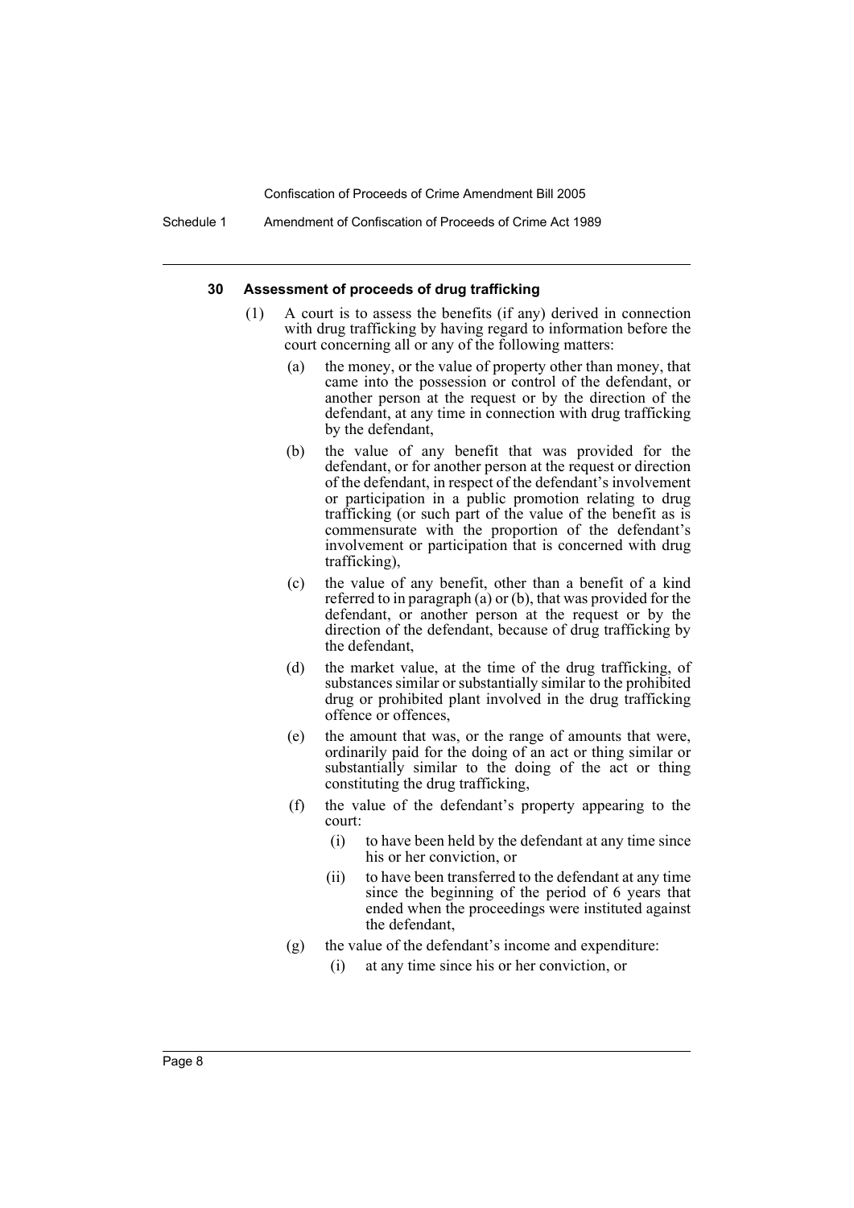#### 30 Assessment of proceeds of drug trafficking

(1) A court is to assess the benefits (if any) derived in connection with drug trafficking by having regard to information before the court concerning all or any of the following matters:

(a) the money, or the value of property other than money, that came into the possession or control of the defendant, or another person at the request or by the direction of the defendant, at any time in connection with drug trafficking by the defendant,

(b) the value of any benefit that was provided for the defendant, or for another person at the request or direction of the defendant, in respect of the defendant's involvement or participation in a public promotion relating to drug trafficking (or such part of the value of the benefit as is commensurate with the proportion of the defendant's involvement or participation that is concerned with drug trafficking),

(c) the value of any benefit, other than a benefit of a kind referred to in paragraph (a) or (b), that was provided for the defendant, or another person at the request or by the direction of the defendant, because of drug trafficking by the defendant,

(d) the market value, at the time of the drug trafficking, of substances similar or substantially similar to the prohibited drug or prohibited plant involved in the drug trafficking offence or offences,

(e) the amount that was, or the range of amounts that were, ordinarily paid for the doing of an act or thing similar or substantially similar to the doing of the act or thing constituting the drug trafficking,

(f) the value of the defendant's property appearing to the court:

(i) to have been held by the defendant at any time since his or her conviction, or

(ii) to have been transferred to the defendant at any time since the beginning of the period of 6 years that ended when the proceedings were instituted against the defendant,

(g) the value of the defendant's income and expenditure:

(i) at any time since his or her conviction, or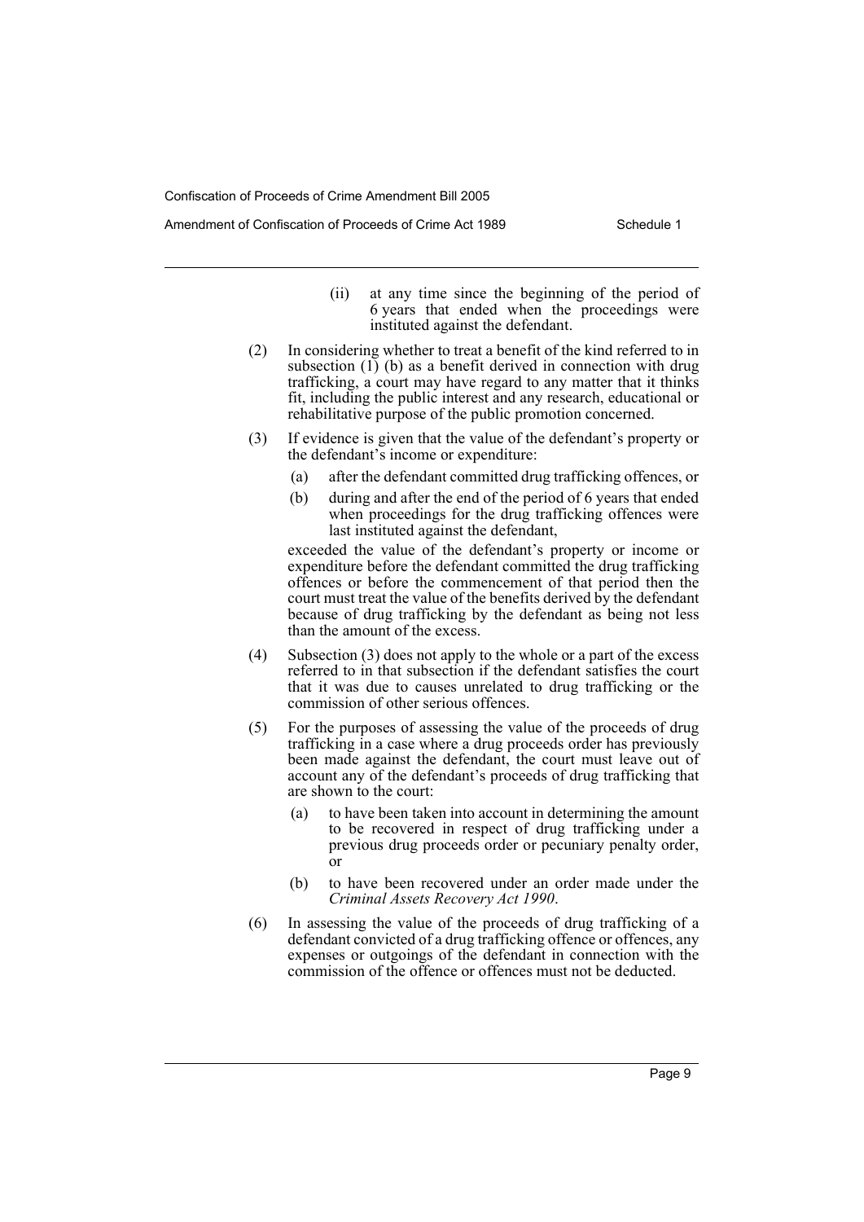(ii) at any time since the beginning of the period of 6 years that ended when the proceedings were instituted against the defendant.

(2) In considering whether to treat a benefit of the kind referred to in subsection (1) (b) as a benefit derived in connection with drug trafficking, a court may have regard to any matter that it thinks fit, including the public interest and any research, educational or rehabilitative purpose of the public promotion concerned.

(3) If evidence is given that the value of the defendant's property or the defendant's income or expenditure:

(a) after the defendant committed drug trafficking offences, or

(b) during and after the end of the period of 6 years that ended when proceedings for the drug trafficking offences were last instituted against the defendant,

exceeded the value of the defendant's property or income or expenditure before the defendant committed the drug trafficking offences or before the commencement of that period then the court must treat the value of the benefits derived by the defendant because of drug trafficking by the defendant as being not less than the amount of the excess.

(4) Subsection (3) does not apply to the whole or a part of the excess referred to in that subsection if the defendant satisfies the court that it was due to causes unrelated to drug trafficking or the commission of other serious offences.

(5) For the purposes of assessing the value of the proceeds of drug trafficking in a case where a drug proceeds order has previously been made against the defendant, the court must leave out of account any of the defendant's proceeds of drug trafficking that are shown to the court:

(a) to have been taken into account in determining the amount to be recovered in respect of drug trafficking under a previous drug proceeds order or pecuniary penalty order, or

(b) to have been recovered under an order made under the *Criminal Assets Recovery Act 1990*.

(6) In assessing the value of the proceeds of drug trafficking of a defendant convicted of a drug trafficking offence or offences, any expenses or outgoings of the defendant in connection with the commission of the offence or offences must not be deducted.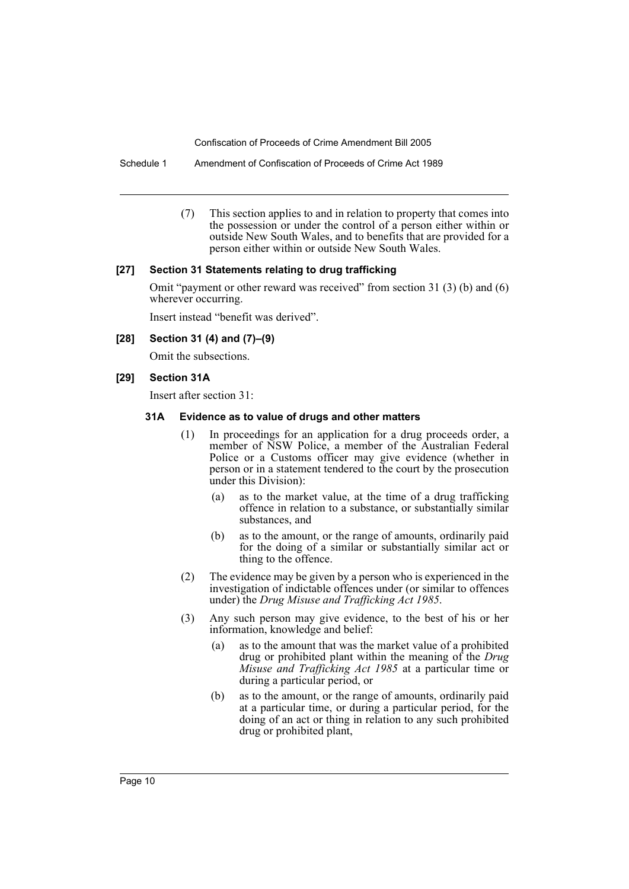(7) This section applies to and in relation to property that comes into the possession or under the control of a person either within or outside New South Wales, and to benefits that are provided for a person either within or outside New South Wales.

**[27] Section 31 Statements relating to drug trafficking**

Omit "payment or other reward was received" from section 31 (3) (b) and (6) wherever occurring.

Insert instead "benefit was derived".

**[28] Section 31 (4) and (7)–(9)**

Omit the subsections.

**[29] Section 31A**

Insert after section 31:

**31A Evidence as to value of drugs and other matters**

(1) In proceedings for an application for a drug proceeds order, a member of NSW Police, a member of the Australian Federal Police or a Customs officer may give evidence (whether in person or in a statement tendered to the court by the prosecution under this Division):

(a) as to the market value, at the time of a drug trafficking offence in relation to a substance, or substantially similar substances, and

(b) as to the amount, or the range of amounts, ordinarily paid for the doing of a similar or substantially similar act or thing to the offence.

(2) The evidence may be given by a person who is experienced in the investigation of indictable offences under (or similar to offences under) the *Drug Misuse and Trafficking Act 1985*.

(3) Any such person may give evidence, to the best of his or her information, knowledge and belief:

(a) as to the amount that was the market value of a prohibited drug or prohibited plant within the meaning of the *Drug Misuse and Trafficking Act 1985* at a particular time or during a particular period, or

(b) as to the amount, or the range of amounts, ordinarily paid at a particular time, or during a particular period, for the doing of an act or thing in relation to any such prohibited drug or prohibited plant,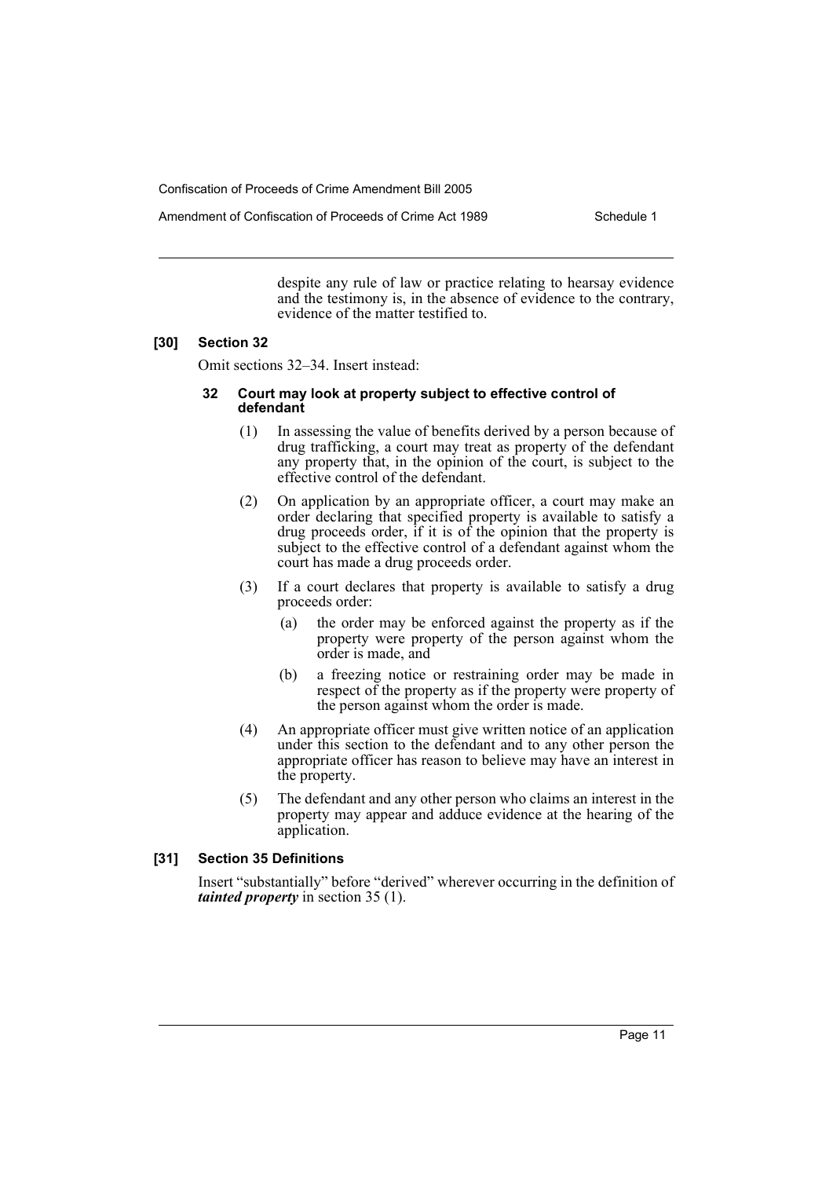despite any rule of law or practice relating to hearsay evidence and the testimony is, in the absence of evidence to the contrary, evidence of the matter testified to.

**[30] Section 32**

Omit sections 32–34. Insert instead:

**32 Court may look at property subject to effective control of defendant**

(1) In assessing the value of benefits derived by a person because of drug trafficking, a court may treat as property of the defendant any property that, in the opinion of the court, is subject to the effective control of the defendant.

(2) On application by an appropriate officer, a court may make an order declaring that specified property is available to satisfy a drug proceeds order, if it is of the opinion that the property is subject to the effective control of a defendant against whom the court has made a drug proceeds order.

(3) If a court declares that property is available to satisfy a drug proceeds order:

(a) the order may be enforced against the property as if the property were property of the person against whom the order is made, and

(b) a freezing notice or restraining order may be made in respect of the property as if the property were property of the person against whom the order is made.

(4) An appropriate officer must give written notice of an application under this section to the defendant and to any other person the appropriate officer has reason to believe may have an interest in the property.

(5) The defendant and any other person who claims an interest in the property may appear and adduce evidence at the hearing of the application.

**[31] Section 35 Definitions**

Insert "substantially" before "derived" wherever occurring in the definition of ***tainted property*** in section 35 (1).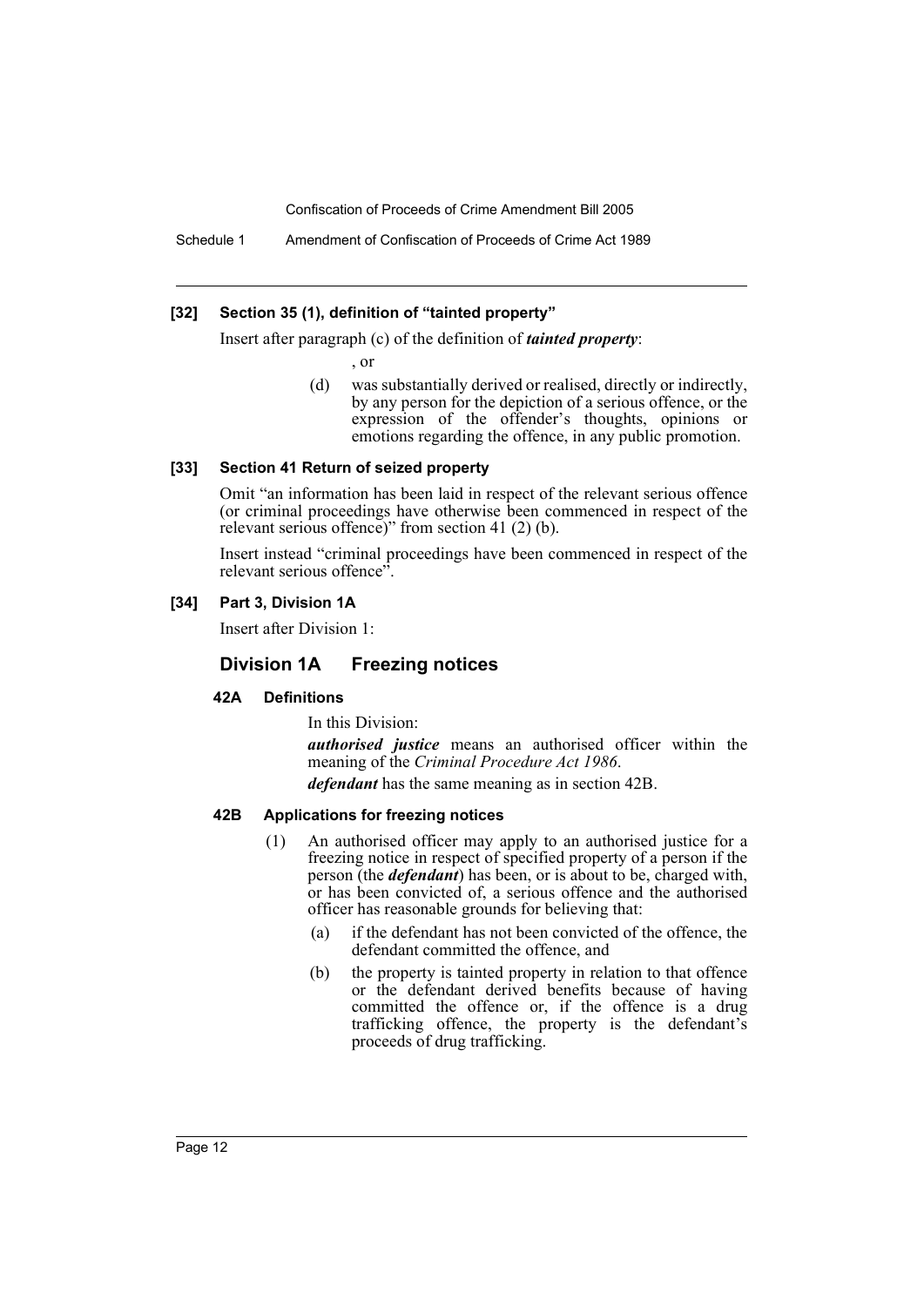#### [32] Section 35 (1), definition of "tainted property"

Insert after paragraph (c) of the definition of ***tainted property***:

, or

(d) was substantially derived or realised, directly or indirectly, by any person for the depiction of a serious offence, or the expression of the offender's thoughts, opinions or emotions regarding the offence, in any public promotion.

#### [33] Section 41 Return of seized property

Omit "an information has been laid in respect of the relevant serious offence (or criminal proceedings have otherwise been commenced in respect of the relevant serious offence)" from section 41 (2) (b).

Insert instead "criminal proceedings have been commenced in respect of the relevant serious offence".

#### [34] Part 3, Division 1A

Insert after Division 1:

## Division 1A Freezing notices

### 42A Definitions

In this Division:

***authorised justice*** means an authorised officer within the meaning of the *Criminal Procedure Act 1986*.

***defendant*** has the same meaning as in section 42B.

### 42B Applications for freezing notices

(1) An authorised officer may apply to an authorised justice for a freezing notice in respect of specified property of a person if the person (the ***defendant***) has been, or is about to be, charged with, or has been convicted of, a serious offence and the authorised officer has reasonable grounds for believing that:

(a) if the defendant has not been convicted of the offence, the defendant committed the offence, and

(b) the property is tainted property in relation to that offence or the defendant derived benefits because of having committed the offence or, if the offence is a drug trafficking offence, the property is the defendant's proceeds of drug trafficking.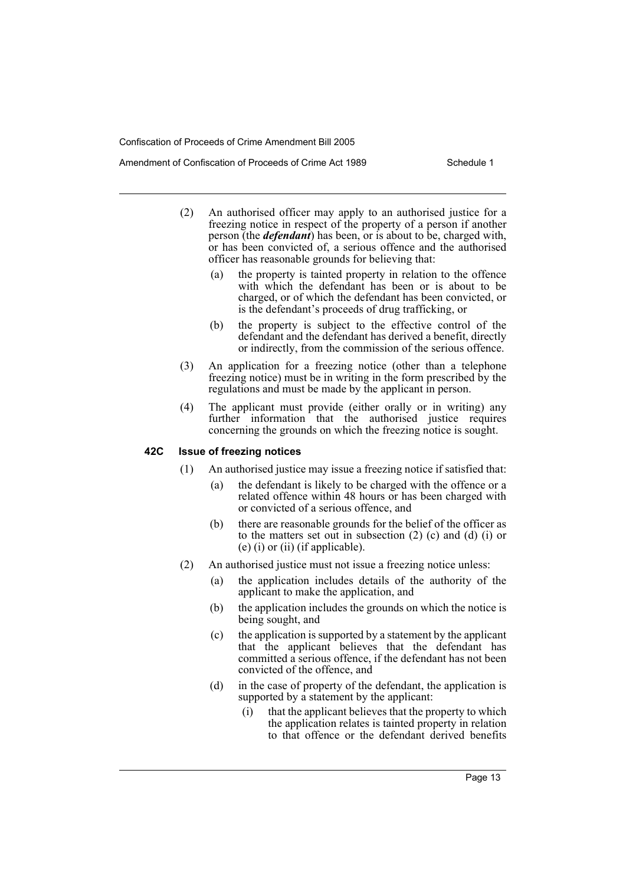(2) An authorised officer may apply to an authorised justice for a freezing notice in respect of the property of a person if another person (the ***defendant***) has been, or is about to be, charged with, or has been convicted of, a serious offence and the authorised officer has reasonable grounds for believing that:

(a) the property is tainted property in relation to the offence with which the defendant has been or is about to be charged, or of which the defendant has been convicted, or is the defendant's proceeds of drug trafficking, or

(b) the property is subject to the effective control of the defendant and the defendant has derived a benefit, directly or indirectly, from the commission of the serious offence.

(3) An application for a freezing notice (other than a telephone freezing notice) must be in writing in the form prescribed by the regulations and must be made by the applicant in person.

(4) The applicant must provide (either orally or in writing) any further information that the authorised justice requires concerning the grounds on which the freezing notice is sought.

#### 42C Issue of freezing notices

(1) An authorised justice may issue a freezing notice if satisfied that:

(a) the defendant is likely to be charged with the offence or a related offence within 48 hours or has been charged with or convicted of a serious offence, and

(b) there are reasonable grounds for the belief of the officer as to the matters set out in subsection (2) (c) and (d) (i) or (e) (i) or (ii) (if applicable).

(2) An authorised justice must not issue a freezing notice unless:

(a) the application includes details of the authority of the applicant to make the application, and

(b) the application includes the grounds on which the notice is being sought, and

(c) the application is supported by a statement by the applicant that the applicant believes that the defendant has committed a serious offence, if the defendant has not been convicted of the offence, and

(d) in the case of property of the defendant, the application is supported by a statement by the applicant:

(i) that the applicant believes that the property to which the application relates is tainted property in relation to that offence or the defendant derived benefits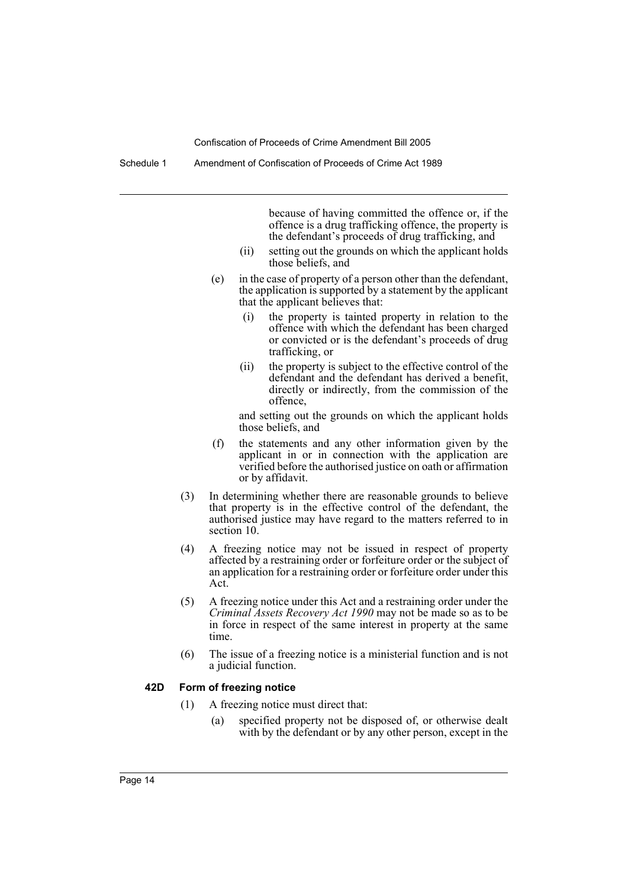because of having committed the offence or, if the offence is a drug trafficking offence, the property is the defendant's proceeds of drug trafficking, and

(ii) setting out the grounds on which the applicant holds those beliefs, and

(e) in the case of property of a person other than the defendant, the application is supported by a statement by the applicant that the applicant believes that:

(i) the property is tainted property in relation to the offence with which the defendant has been charged or convicted or is the defendant's proceeds of drug trafficking, or

(ii) the property is subject to the effective control of the defendant and the defendant has derived a benefit, directly or indirectly, from the commission of the offence,

and setting out the grounds on which the applicant holds those beliefs, and

(f) the statements and any other information given by the applicant in or in connection with the application are verified before the authorised justice on oath or affirmation or by affidavit.

(3) In determining whether there are reasonable grounds to believe that property is in the effective control of the defendant, the authorised justice may have regard to the matters referred to in section 10.

(4) A freezing notice may not be issued in respect of property affected by a restraining order or forfeiture order or the subject of an application for a restraining order or forfeiture order under this Act.

(5) A freezing notice under this Act and a restraining order under the *Criminal Assets Recovery Act 1990* may not be made so as to be in force in respect of the same interest in property at the same time.

(6) The issue of a freezing notice is a ministerial function and is not a judicial function.

**42D Form of freezing notice**

(1) A freezing notice must direct that:

(a) specified property not be disposed of, or otherwise dealt with by the defendant or by any other person, except in the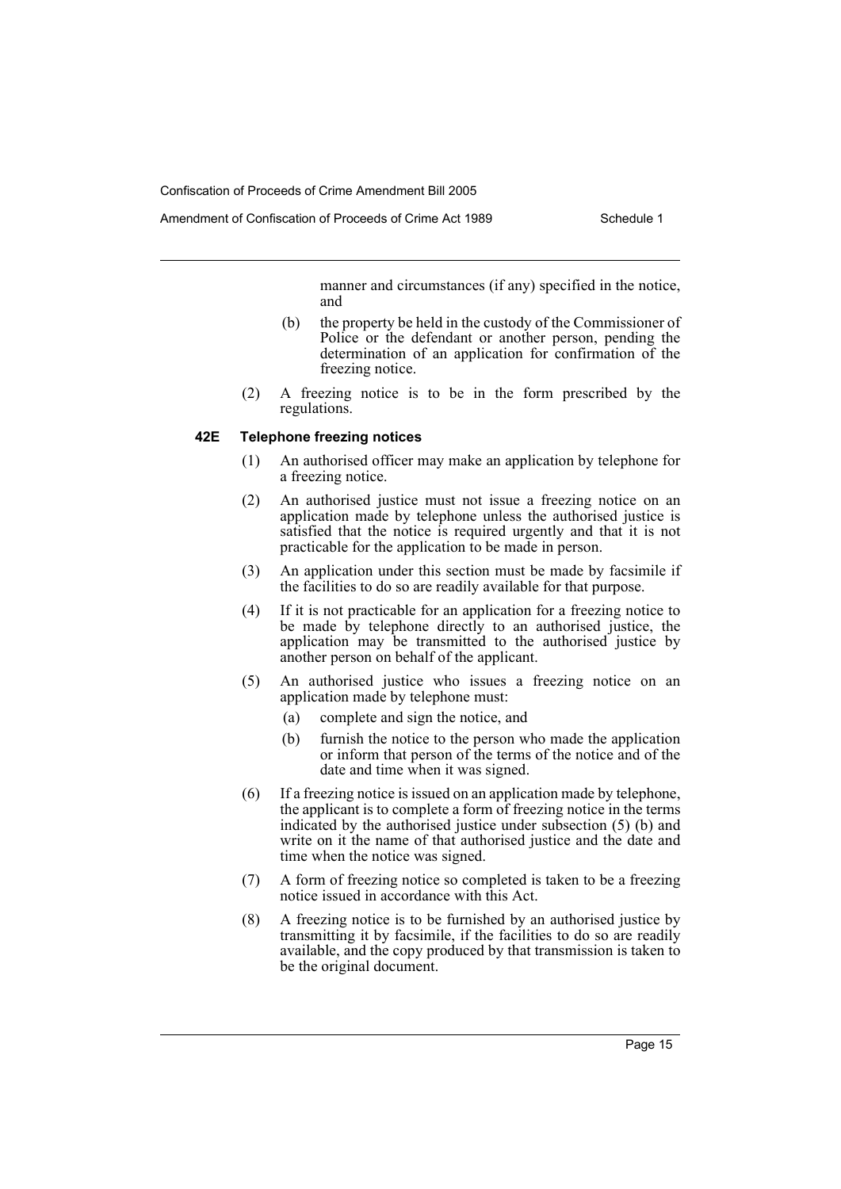manner and circumstances (if any) specified in the notice, and

(b) the property be held in the custody of the Commissioner of Police or the defendant or another person, pending the determination of an application for confirmation of the freezing notice.

(2) A freezing notice is to be in the form prescribed by the regulations.

#### 42E Telephone freezing notices

(1) An authorised officer may make an application by telephone for a freezing notice.

(2) An authorised justice must not issue a freezing notice on an application made by telephone unless the authorised justice is satisfied that the notice is required urgently and that it is not practicable for the application to be made in person.

(3) An application under this section must be made by facsimile if the facilities to do so are readily available for that purpose.

(4) If it is not practicable for an application for a freezing notice to be made by telephone directly to an authorised justice, the application may be transmitted to the authorised justice by another person on behalf of the applicant.

(5) An authorised justice who issues a freezing notice on an application made by telephone must:

(a) complete and sign the notice, and

(b) furnish the notice to the person who made the application or inform that person of the terms of the notice and of the date and time when it was signed.

(6) If a freezing notice is issued on an application made by telephone, the applicant is to complete a form of freezing notice in the terms indicated by the authorised justice under subsection (5) (b) and write on it the name of that authorised justice and the date and time when the notice was signed.

(7) A form of freezing notice so completed is taken to be a freezing notice issued in accordance with this Act.

(8) A freezing notice is to be furnished by an authorised justice by transmitting it by facsimile, if the facilities to do so are readily available, and the copy produced by that transmission is taken to be the original document.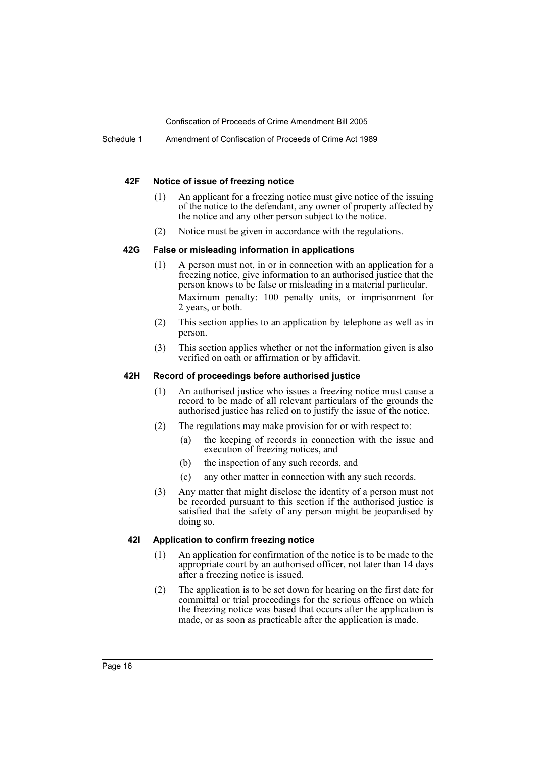#### 42F Notice of issue of freezing notice

(1) An applicant for a freezing notice must give notice of the issuing of the notice to the defendant, any owner of property affected by the notice and any other person subject to the notice.

(2) Notice must be given in accordance with the regulations.

#### 42G False or misleading information in applications

(1) A person must not, in or in connection with an application for a freezing notice, give information to an authorised justice that the person knows to be false or misleading in a material particular.

Maximum penalty: 100 penalty units, or imprisonment for 2 years, or both.

(2) This section applies to an application by telephone as well as in person.

(3) This section applies whether or not the information given is also verified on oath or affirmation or by affidavit.

#### 42H Record of proceedings before authorised justice

(1) An authorised justice who issues a freezing notice must cause a record to be made of all relevant particulars of the grounds the authorised justice has relied on to justify the issue of the notice.

(2) The regulations may make provision for or with respect to:

(a) the keeping of records in connection with the issue and execution of freezing notices, and

(b) the inspection of any such records, and

(c) any other matter in connection with any such records.

(3) Any matter that might disclose the identity of a person must not be recorded pursuant to this section if the authorised justice is satisfied that the safety of any person might be jeopardised by doing so.

#### 42I Application to confirm freezing notice

(1) An application for confirmation of the notice is to be made to the appropriate court by an authorised officer, not later than 14 days after a freezing notice is issued.

(2) The application is to be set down for hearing on the first date for committal or trial proceedings for the serious offence on which the freezing notice was based that occurs after the application is made, or as soon as practicable after the application is made.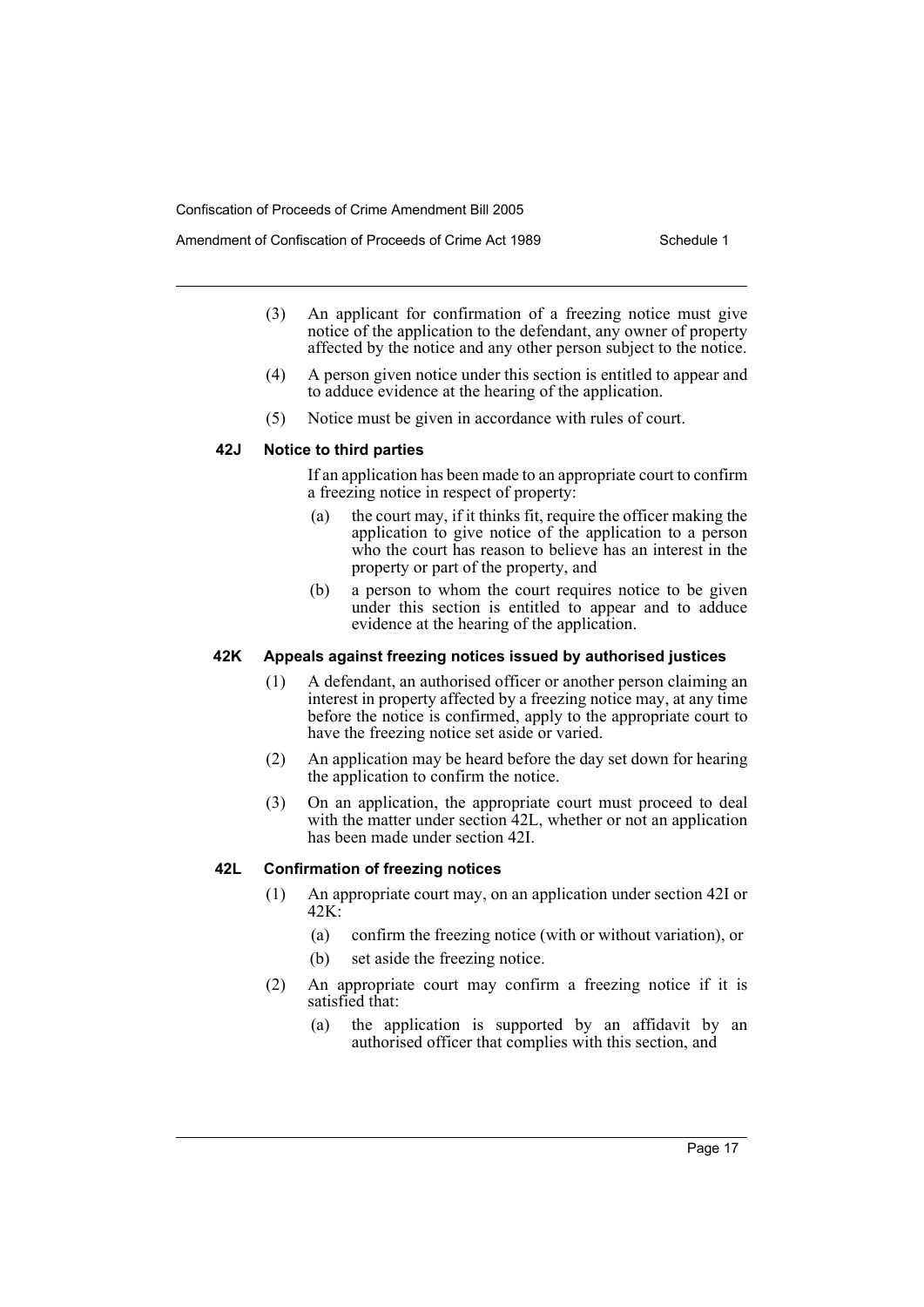(3) An applicant for confirmation of a freezing notice must give notice of the application to the defendant, any owner of property affected by the notice and any other person subject to the notice.

(4) A person given notice under this section is entitled to appear and to adduce evidence at the hearing of the application.

(5) Notice must be given in accordance with rules of court.

### 42J Notice to third parties

If an application has been made to an appropriate court to confirm a freezing notice in respect of property:

(a) the court may, if it thinks fit, require the officer making the application to give notice of the application to a person who the court has reason to believe has an interest in the property or part of the property, and

(b) a person to whom the court requires notice to be given under this section is entitled to appear and to adduce evidence at the hearing of the application.

### 42K Appeals against freezing notices issued by authorised justices

(1) A defendant, an authorised officer or another person claiming an interest in property affected by a freezing notice may, at any time before the notice is confirmed, apply to the appropriate court to have the freezing notice set aside or varied.

(2) An application may be heard before the day set down for hearing the application to confirm the notice.

(3) On an application, the appropriate court must proceed to deal with the matter under section 42L, whether or not an application has been made under section 42I.

### 42L Confirmation of freezing notices

(1) An appropriate court may, on an application under section 42I or 42K:

(a) confirm the freezing notice (with or without variation), or

(b) set aside the freezing notice.

(2) An appropriate court may confirm a freezing notice if it is satisfied that:

(a) the application is supported by an affidavit by an authorised officer that complies with this section, and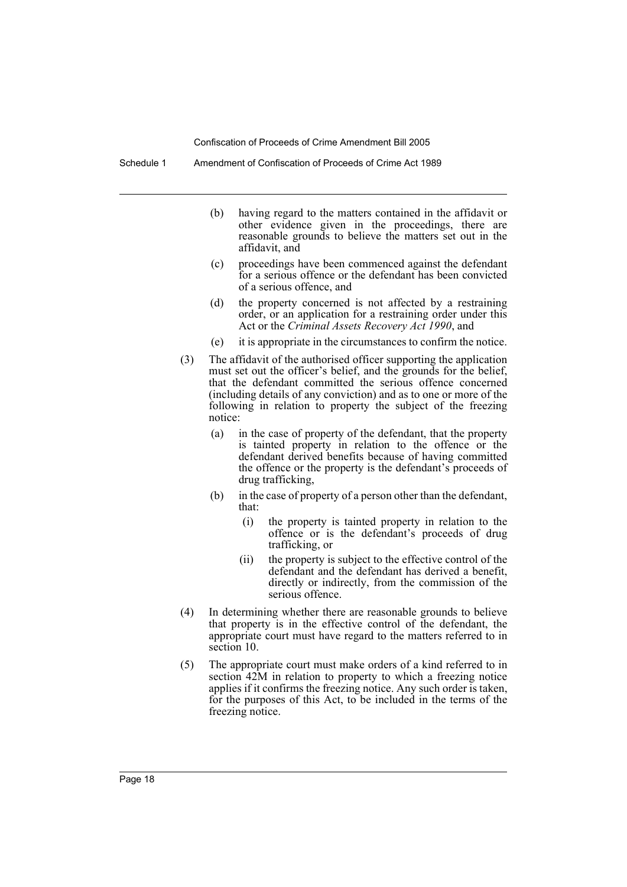(b) having regard to the matters contained in the affidavit or other evidence given in the proceedings, there are reasonable grounds to believe the matters set out in the affidavit, and

(c) proceedings have been commenced against the defendant for a serious offence or the defendant has been convicted of a serious offence, and

(d) the property concerned is not affected by a restraining order, or an application for a restraining order under this Act or the *Criminal Assets Recovery Act 1990*, and

(e) it is appropriate in the circumstances to confirm the notice.

(3) The affidavit of the authorised officer supporting the application must set out the officer's belief, and the grounds for the belief, that the defendant committed the serious offence concerned (including details of any conviction) and as to one or more of the following in relation to property the subject of the freezing notice:

(a) in the case of property of the defendant, that the property is tainted property in relation to the offence or the defendant derived benefits because of having committed the offence or the property is the defendant's proceeds of drug trafficking,

(b) in the case of property of a person other than the defendant, that:

(i) the property is tainted property in relation to the offence or is the defendant's proceeds of drug trafficking, or

(ii) the property is subject to the effective control of the defendant and the defendant has derived a benefit, directly or indirectly, from the commission of the serious offence.

(4) In determining whether there are reasonable grounds to believe that property is in the effective control of the defendant, the appropriate court must have regard to the matters referred to in section 10.

(5) The appropriate court must make orders of a kind referred to in section 42M in relation to property to which a freezing notice applies if it confirms the freezing notice. Any such order is taken, for the purposes of this Act, to be included in the terms of the freezing notice.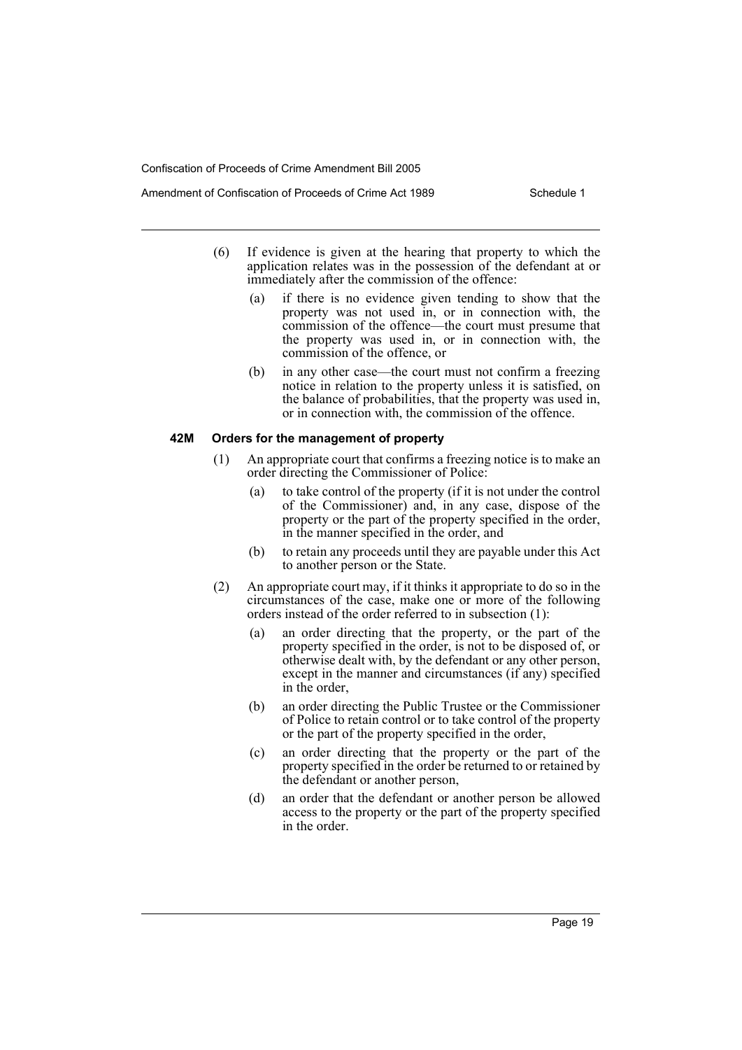(6) If evidence is given at the hearing that property to which the application relates was in the possession of the defendant at or immediately after the commission of the offence:

(a) if there is no evidence given tending to show that the property was not used in, or in connection with, the commission of the offence—the court must presume that the property was used in, or in connection with, the commission of the offence, or

(b) in any other case—the court must not confirm a freezing notice in relation to the property unless it is satisfied, on the balance of probabilities, that the property was used in, or in connection with, the commission of the offence.

#### 42M Orders for the management of property

(1) An appropriate court that confirms a freezing notice is to make an order directing the Commissioner of Police:

(a) to take control of the property (if it is not under the control of the Commissioner) and, in any case, dispose of the property or the part of the property specified in the order, in the manner specified in the order, and

(b) to retain any proceeds until they are payable under this Act to another person or the State.

(2) An appropriate court may, if it thinks it appropriate to do so in the circumstances of the case, make one or more of the following orders instead of the order referred to in subsection (1):

(a) an order directing that the property, or the part of the property specified in the order, is not to be disposed of, or otherwise dealt with, by the defendant or any other person, except in the manner and circumstances (if any) specified in the order,

(b) an order directing the Public Trustee or the Commissioner of Police to retain control or to take control of the property or the part of the property specified in the order,

(c) an order directing that the property or the part of the property specified in the order be returned to or retained by the defendant or another person,

(d) an order that the defendant or another person be allowed access to the property or the part of the property specified in the order.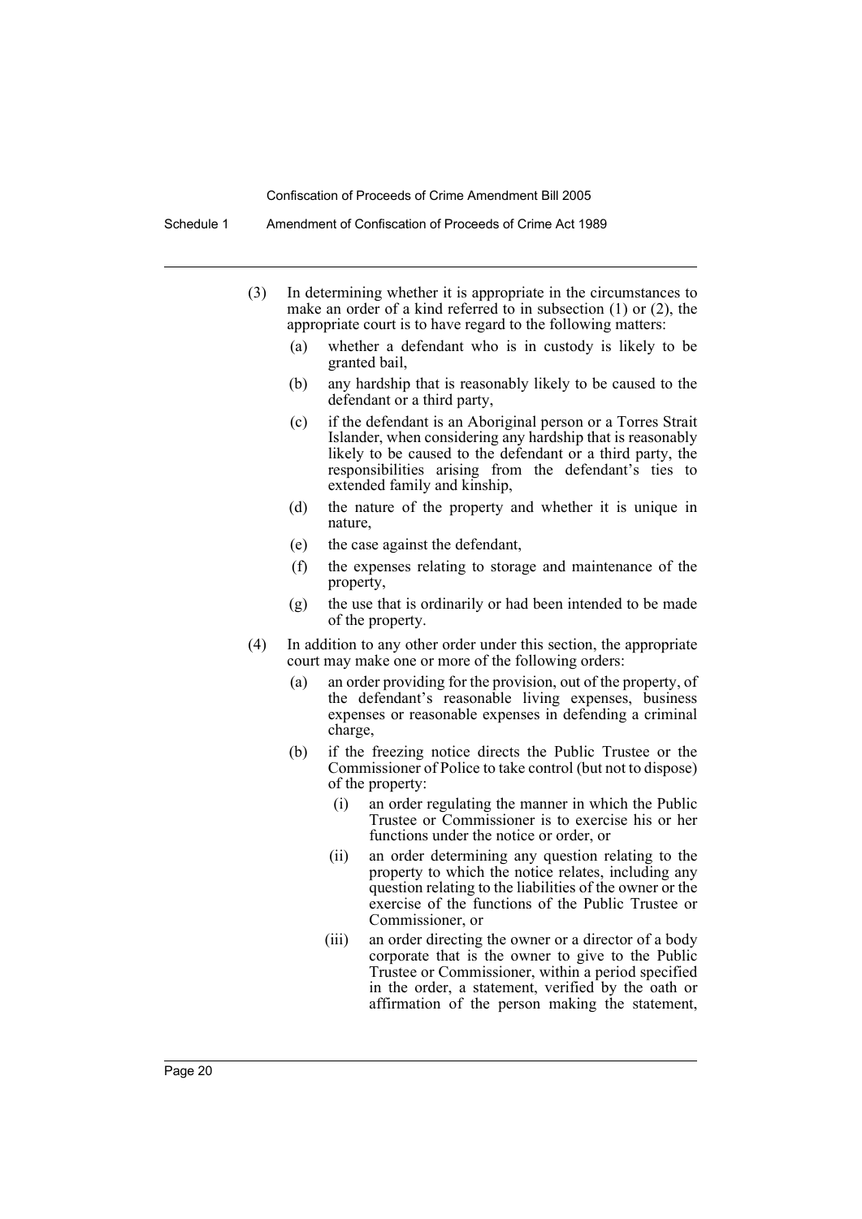(3) In determining whether it is appropriate in the circumstances to make an order of a kind referred to in subsection (1) or (2), the appropriate court is to have regard to the following matters:

   (a) whether a defendant who is in custody is likely to be granted bail,

   (b) any hardship that is reasonably likely to be caused to the defendant or a third party,

   (c) if the defendant is an Aboriginal person or a Torres Strait Islander, when considering any hardship that is reasonably likely to be caused to the defendant or a third party, the responsibilities arising from the defendant's ties to extended family and kinship,

   (d) the nature of the property and whether it is unique in nature,

   (e) the case against the defendant,

   (f) the expenses relating to storage and maintenance of the property,

   (g) the use that is ordinarily or had been intended to be made of the property.

(4) In addition to any other order under this section, the appropriate court may make one or more of the following orders:

   (a) an order providing for the provision, out of the property, of the defendant's reasonable living expenses, business expenses or reasonable expenses in defending a criminal charge,

   (b) if the freezing notice directs the Public Trustee or the Commissioner of Police to take control (but not to dispose) of the property:

      (i) an order regulating the manner in which the Public Trustee or Commissioner is to exercise his or her functions under the notice or order, or

      (ii) an order determining any question relating to the property to which the notice relates, including any question relating to the liabilities of the owner or the exercise of the functions of the Public Trustee or Commissioner, or

      (iii) an order directing the owner or a director of a body corporate that is the owner to give to the Public Trustee or Commissioner, within a period specified in the order, a statement, verified by the oath or affirmation of the person making the statement,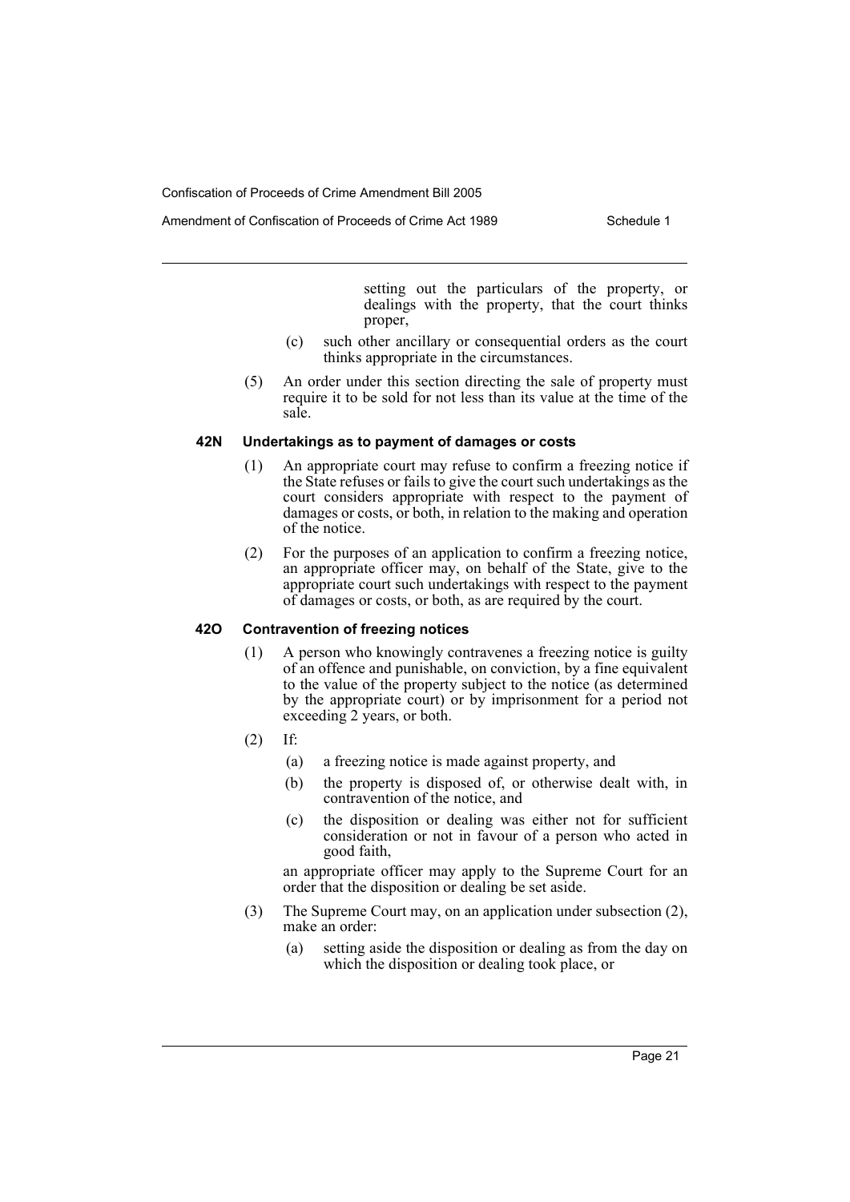setting out the particulars of the property, or dealings with the property, that the court thinks proper,

(c) such other ancillary or consequential orders as the court thinks appropriate in the circumstances.

(5) An order under this section directing the sale of property must require it to be sold for not less than its value at the time of the sale.

### 42N Undertakings as to payment of damages or costs

(1) An appropriate court may refuse to confirm a freezing notice if the State refuses or fails to give the court such undertakings as the court considers appropriate with respect to the payment of damages or costs, or both, in relation to the making and operation of the notice.

(2) For the purposes of an application to confirm a freezing notice, an appropriate officer may, on behalf of the State, give to the appropriate court such undertakings with respect to the payment of damages or costs, or both, as are required by the court.

### 42O Contravention of freezing notices

(1) A person who knowingly contravenes a freezing notice is guilty of an offence and punishable, on conviction, by a fine equivalent to the value of the property subject to the notice (as determined by the appropriate court) or by imprisonment for a period not exceeding 2 years, or both.

(2) If:

(a) a freezing notice is made against property, and

(b) the property is disposed of, or otherwise dealt with, in contravention of the notice, and

(c) the disposition or dealing was either not for sufficient consideration or not in favour of a person who acted in good faith,

an appropriate officer may apply to the Supreme Court for an order that the disposition or dealing be set aside.

(3) The Supreme Court may, on an application under subsection (2), make an order:

(a) setting aside the disposition or dealing as from the day on which the disposition or dealing took place, or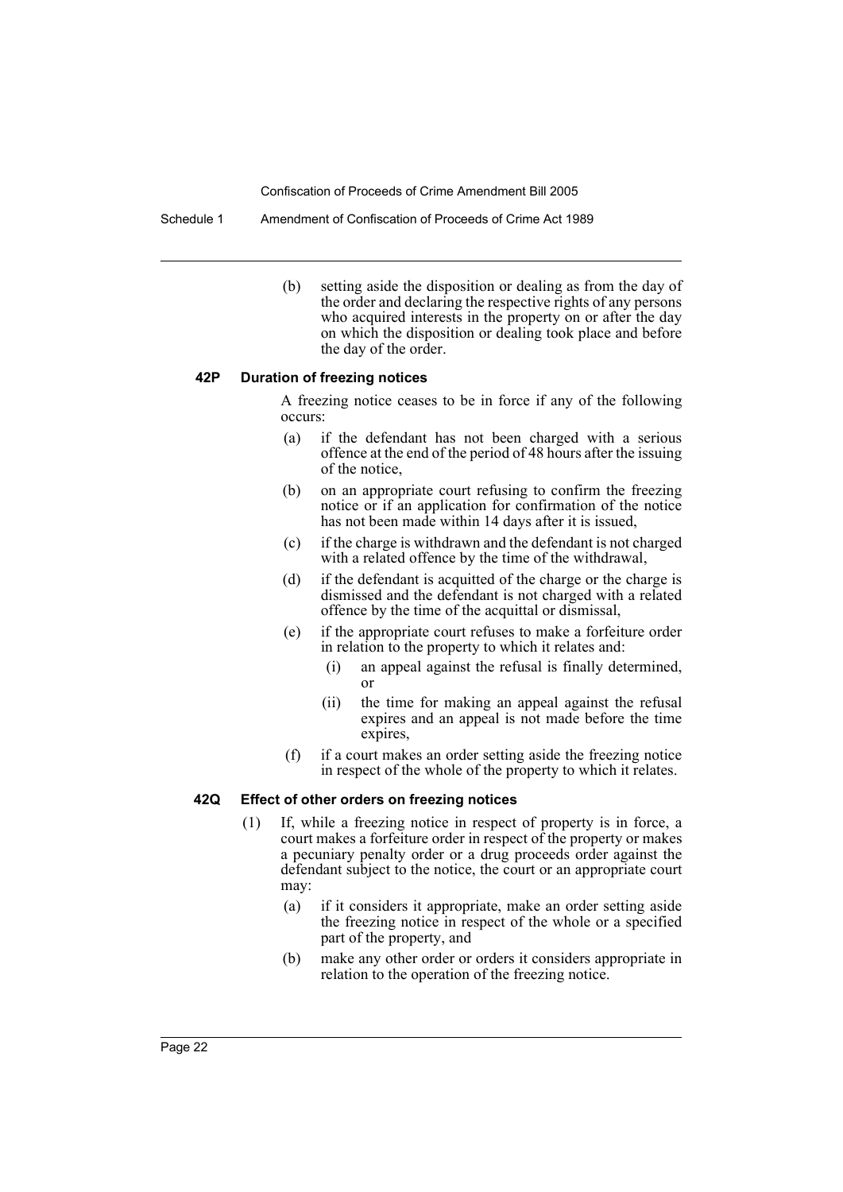(b) setting aside the disposition or dealing as from the day of the order and declaring the respective rights of any persons who acquired interests in the property on or after the day on which the disposition or dealing took place and before the day of the order.

### 42P Duration of freezing notices

A freezing notice ceases to be in force if any of the following occurs:

(a) if the defendant has not been charged with a serious offence at the end of the period of 48 hours after the issuing of the notice,

(b) on an appropriate court refusing to confirm the freezing notice or if an application for confirmation of the notice has not been made within 14 days after it is issued,

(c) if the charge is withdrawn and the defendant is not charged with a related offence by the time of the withdrawal,

(d) if the defendant is acquitted of the charge or the charge is dismissed and the defendant is not charged with a related offence by the time of the acquittal or dismissal,

(e) if the appropriate court refuses to make a forfeiture order in relation to the property to which it relates and:

(i) an appeal against the refusal is finally determined, or

(ii) the time for making an appeal against the refusal expires and an appeal is not made before the time expires,

(f) if a court makes an order setting aside the freezing notice in respect of the whole of the property to which it relates.

### 42Q Effect of other orders on freezing notices

(1) If, while a freezing notice in respect of property is in force, a court makes a forfeiture order in respect of the property or makes a pecuniary penalty order or a drug proceeds order against the defendant subject to the notice, the court or an appropriate court may:

(a) if it considers it appropriate, make an order setting aside the freezing notice in respect of the whole or a specified part of the property, and

(b) make any other order or orders it considers appropriate in relation to the operation of the freezing notice.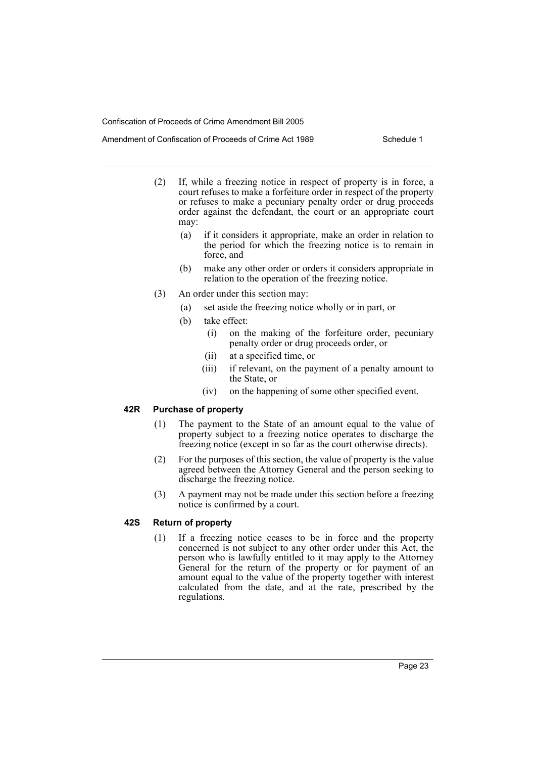(2) If, while a freezing notice in respect of property is in force, a court refuses to make a forfeiture order in respect of the property or refuses to make a pecuniary penalty order or drug proceeds order against the defendant, the court or an appropriate court may:

   (a) if it considers it appropriate, make an order in relation to the period for which the freezing notice is to remain in force, and

   (b) make any other order or orders it considers appropriate in relation to the operation of the freezing notice.

(3) An order under this section may:

   (a) set aside the freezing notice wholly or in part, or

   (b) take effect:

      (i) on the making of the forfeiture order, pecuniary penalty order or drug proceeds order, or

      (ii) at a specified time, or

      (iii) if relevant, on the payment of a penalty amount to the State, or

      (iv) on the happening of some other specified event.

#### 42R Purchase of property

(1) The payment to the State of an amount equal to the value of property subject to a freezing notice operates to discharge the freezing notice (except in so far as the court otherwise directs).

(2) For the purposes of this section, the value of property is the value agreed between the Attorney General and the person seeking to discharge the freezing notice.

(3) A payment may not be made under this section before a freezing notice is confirmed by a court.

#### 42S Return of property

(1) If a freezing notice ceases to be in force and the property concerned is not subject to any other order under this Act, the person who is lawfully entitled to it may apply to the Attorney General for the return of the property or for payment of an amount equal to the value of the property together with interest calculated from the date, and at the rate, prescribed by the regulations.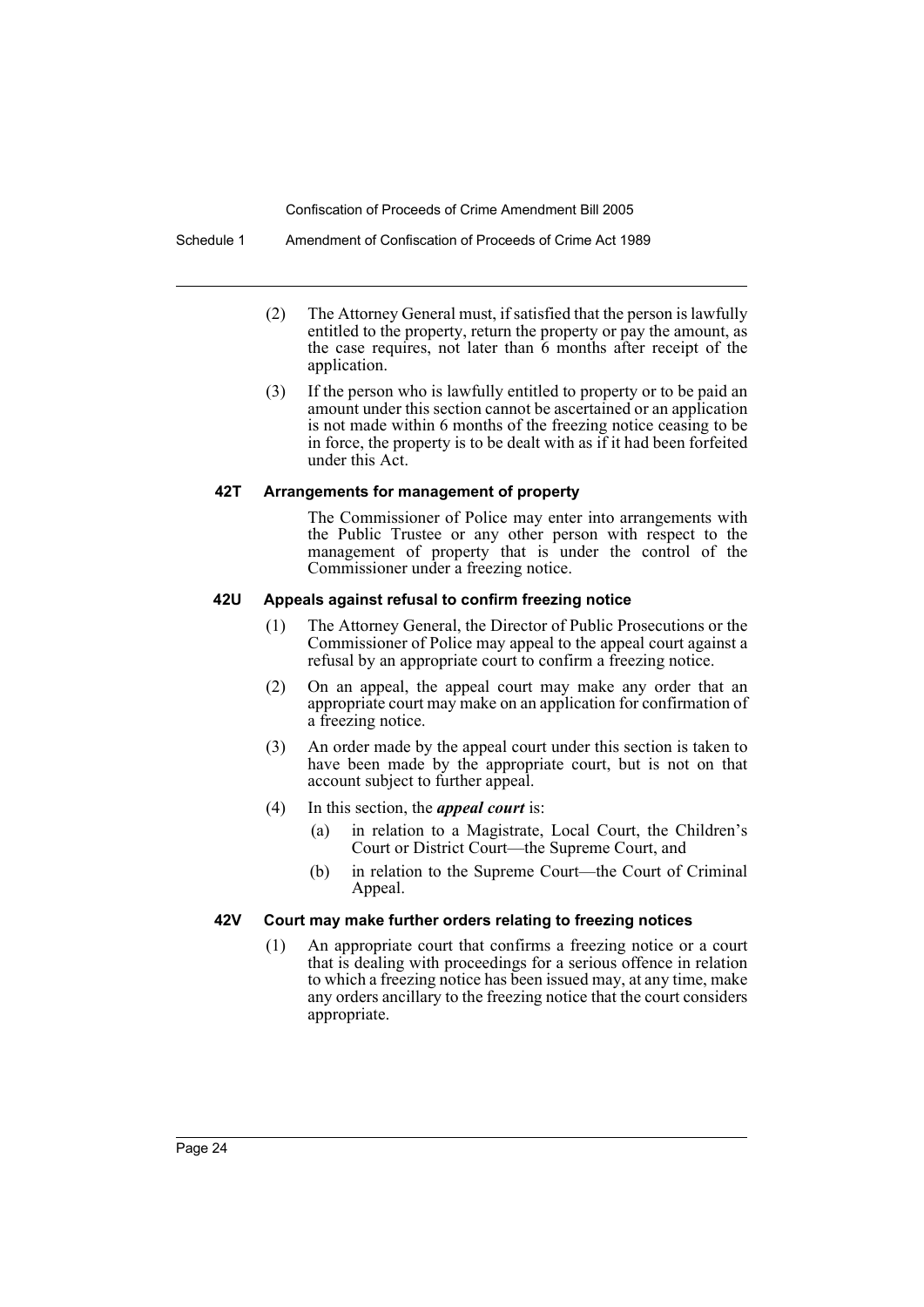(2) The Attorney General must, if satisfied that the person is lawfully entitled to the property, return the property or pay the amount, as the case requires, not later than 6 months after receipt of the application.

(3) If the person who is lawfully entitled to property or to be paid an amount under this section cannot be ascertained or an application is not made within 6 months of the freezing notice ceasing to be in force, the property is to be dealt with as if it had been forfeited under this Act.

#### 42T Arrangements for management of property

The Commissioner of Police may enter into arrangements with the Public Trustee or any other person with respect to the management of property that is under the control of the Commissioner under a freezing notice.

#### 42U Appeals against refusal to confirm freezing notice

(1) The Attorney General, the Director of Public Prosecutions or the Commissioner of Police may appeal to the appeal court against a refusal by an appropriate court to confirm a freezing notice.

(2) On an appeal, the appeal court may make any order that an appropriate court may make on an application for confirmation of a freezing notice.

(3) An order made by the appeal court under this section is taken to have been made by the appropriate court, but is not on that account subject to further appeal.

(4) In this section, the ***appeal court*** is:

(a) in relation to a Magistrate, Local Court, the Children's Court or District Court—the Supreme Court, and

(b) in relation to the Supreme Court—the Court of Criminal Appeal.

#### 42V Court may make further orders relating to freezing notices

(1) An appropriate court that confirms a freezing notice or a court that is dealing with proceedings for a serious offence in relation to which a freezing notice has been issued may, at any time, make any orders ancillary to the freezing notice that the court considers appropriate.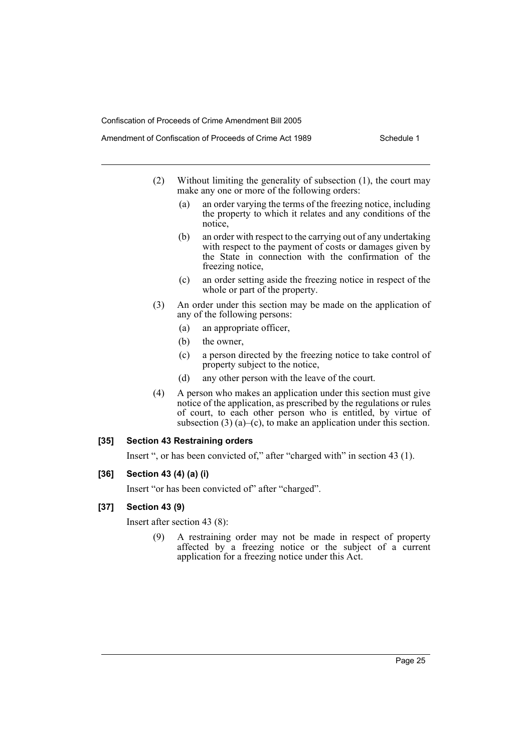(2) Without limiting the generality of subsection (1), the court may make any one or more of the following orders:

(a) an order varying the terms of the freezing notice, including the property to which it relates and any conditions of the notice,

(b) an order with respect to the carrying out of any undertaking with respect to the payment of costs or damages given by the State in connection with the confirmation of the freezing notice,

(c) an order setting aside the freezing notice in respect of the whole or part of the property.

(3) An order under this section may be made on the application of any of the following persons:

(a) an appropriate officer,

(b) the owner,

(c) a person directed by the freezing notice to take control of property subject to the notice,

(d) any other person with the leave of the court.

(4) A person who makes an application under this section must give notice of the application, as prescribed by the regulations or rules of court, to each other person who is entitled, by virtue of subsection (3) (a)–(c), to make an application under this section.

**[35] Section 43 Restraining orders**

Insert ", or has been convicted of," after "charged with" in section 43 (1).

**[36] Section 43 (4) (a) (i)**

Insert "or has been convicted of" after "charged".

**[37] Section 43 (9)**

Insert after section 43 (8):

(9) A restraining order may not be made in respect of property affected by a freezing notice or the subject of a current application for a freezing notice under this Act.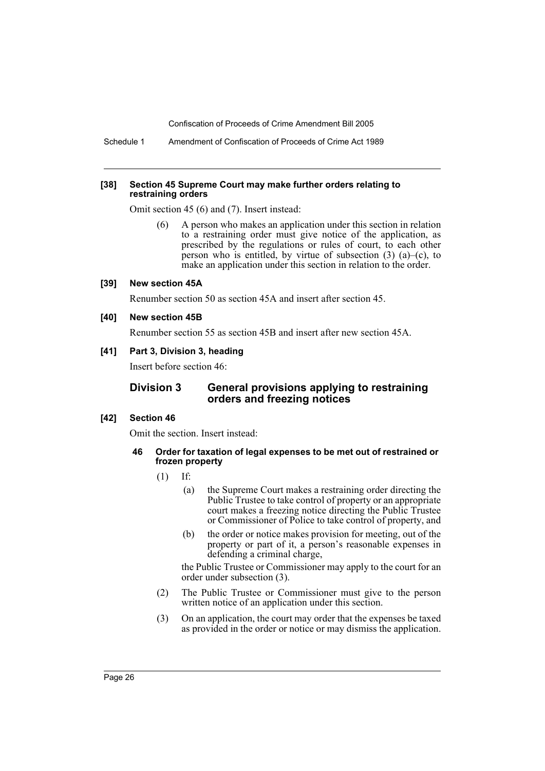**[38] Section 45 Supreme Court may make further orders relating to restraining orders**

Omit section 45 (6) and (7). Insert instead:

(6) A person who makes an application under this section in relation to a restraining order must give notice of the application, as prescribed by the regulations or rules of court, to each other person who is entitled, by virtue of subsection (3) (a)–(c), to make an application under this section in relation to the order.

**[39] New section 45A**

Renumber section 50 as section 45A and insert after section 45.

**[40] New section 45B**

Renumber section 55 as section 45B and insert after new section 45A.

**[41] Part 3, Division 3, heading**

Insert before section 46:

## Division 3 General provisions applying to restraining orders and freezing notices

**[42] Section 46**

Omit the section. Insert instead:

**46 Order for taxation of legal expenses to be met out of restrained or frozen property**

(1) If:

(a) the Supreme Court makes a restraining order directing the Public Trustee to take control of property or an appropriate court makes a freezing notice directing the Public Trustee or Commissioner of Police to take control of property, and

(b) the order or notice makes provision for meeting, out of the property or part of it, a person's reasonable expenses in defending a criminal charge,

the Public Trustee or Commissioner may apply to the court for an order under subsection (3).

(2) The Public Trustee or Commissioner must give to the person written notice of an application under this section.

(3) On an application, the court may order that the expenses be taxed as provided in the order or notice or may dismiss the application.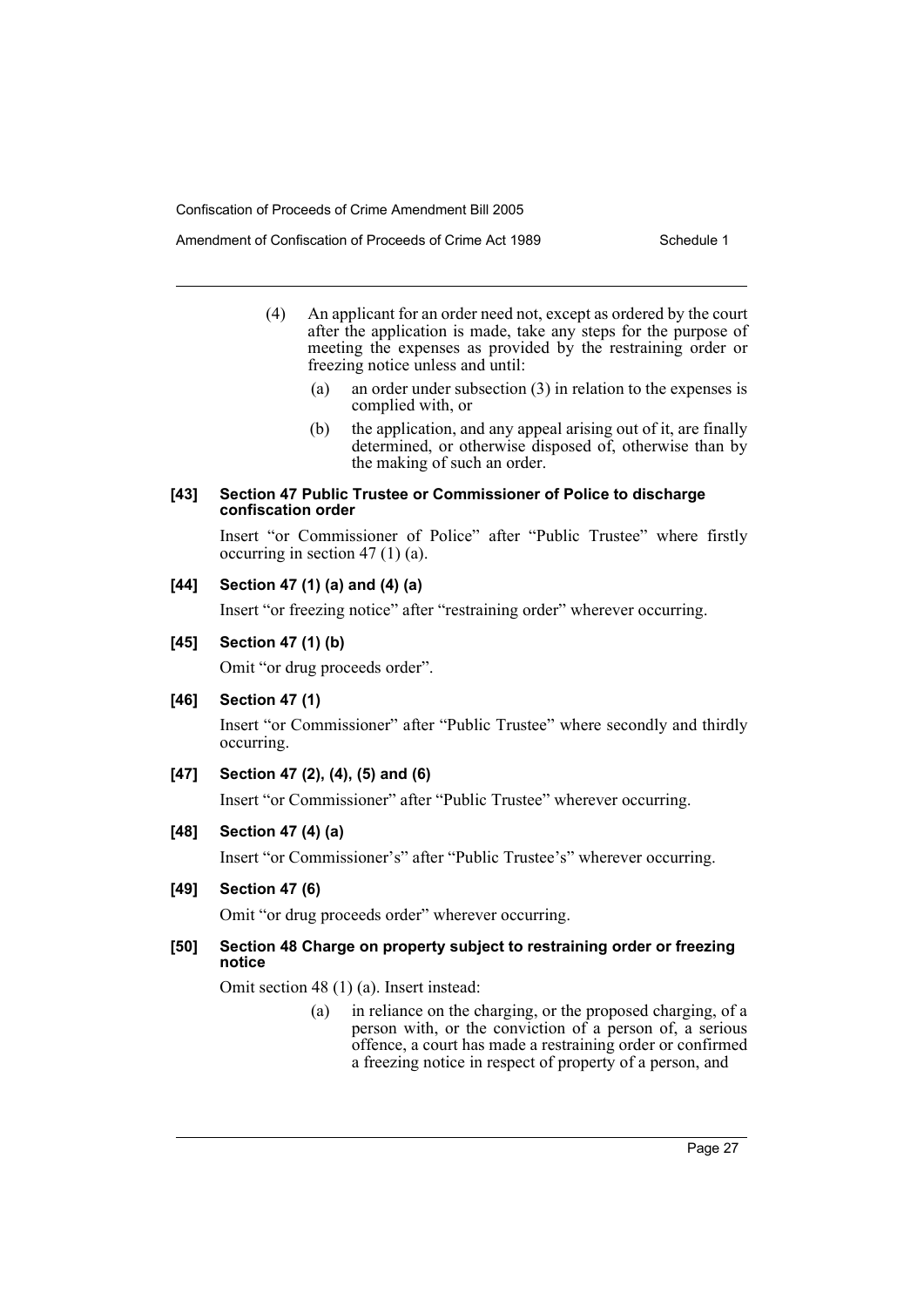(4) An applicant for an order need not, except as ordered by the court after the application is made, take any steps for the purpose of meeting the expenses as provided by the restraining order or freezing notice unless and until:

(a) an order under subsection (3) in relation to the expenses is complied with, or

(b) the application, and any appeal arising out of it, are finally determined, or otherwise disposed of, otherwise than by the making of such an order.

#### [43] Section 47 Public Trustee or Commissioner of Police to discharge confiscation order

Insert "or Commissioner of Police" after "Public Trustee" where firstly occurring in section 47 (1) (a).

#### [44] Section 47 (1) (a) and (4) (a)

Insert "or freezing notice" after "restraining order" wherever occurring.

#### [45] Section 47 (1) (b)

Omit "or drug proceeds order".

#### [46] Section 47 (1)

Insert "or Commissioner" after "Public Trustee" where secondly and thirdly occurring.

#### [47] Section 47 (2), (4), (5) and (6)

Insert "or Commissioner" after "Public Trustee" wherever occurring.

#### [48] Section 47 (4) (a)

Insert "or Commissioner's" after "Public Trustee's" wherever occurring.

#### [49] Section 47 (6)

Omit "or drug proceeds order" wherever occurring.

#### [50] Section 48 Charge on property subject to restraining order or freezing notice

Omit section 48 (1) (a). Insert instead:

(a) in reliance on the charging, or the proposed charging, of a person with, or the conviction of a person of, a serious offence, a court has made a restraining order or confirmed a freezing notice in respect of property of a person, and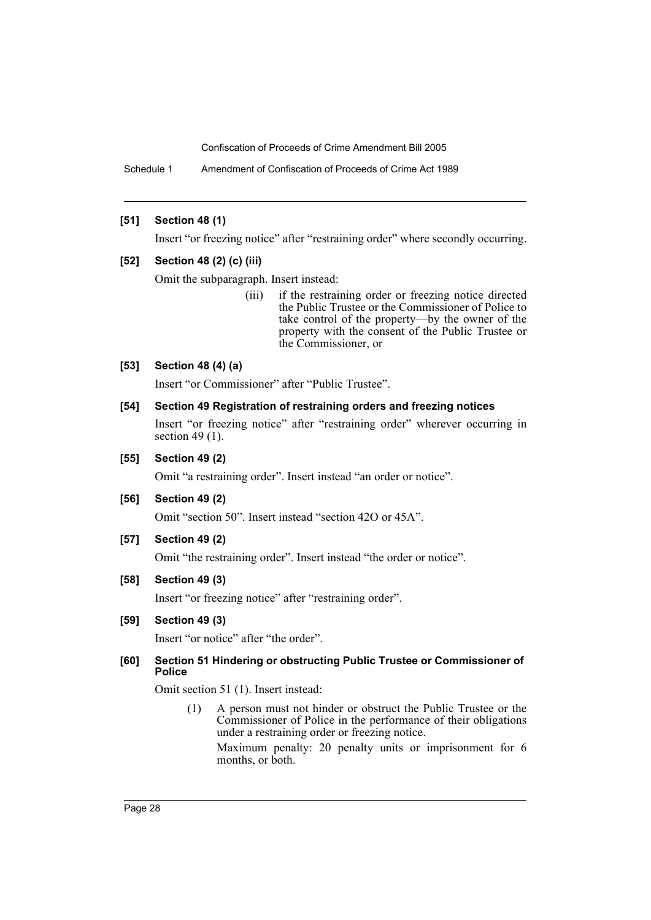**[51] Section 48 (1)**

Insert "or freezing notice" after "restraining order" where secondly occurring.

**[52] Section 48 (2) (c) (iii)**

Omit the subparagraph. Insert instead:

> (iii) if the restraining order or freezing notice directed the Public Trustee or the Commissioner of Police to take control of the property—by the owner of the property with the consent of the Public Trustee or the Commissioner, or

**[53] Section 48 (4) (a)**

Insert "or Commissioner" after "Public Trustee".

**[54] Section 49 Registration of restraining orders and freezing notices**

Insert "or freezing notice" after "restraining order" wherever occurring in section 49 (1).

**[55] Section 49 (2)**

Omit "a restraining order". Insert instead "an order or notice".

**[56] Section 49 (2)**

Omit "section 50". Insert instead "section 42O or 45A".

**[57] Section 49 (2)**

Omit "the restraining order". Insert instead "the order or notice".

**[58] Section 49 (3)**

Insert "or freezing notice" after "restraining order".

**[59] Section 49 (3)**

Insert "or notice" after "the order".

**[60] Section 51 Hindering or obstructing Public Trustee or Commissioner of Police**

Omit section 51 (1). Insert instead:

> (1) A person must not hinder or obstruct the Public Trustee or the Commissioner of Police in the performance of their obligations under a restraining order or freezing notice.
>
> Maximum penalty: 20 penalty units or imprisonment for 6 months, or both.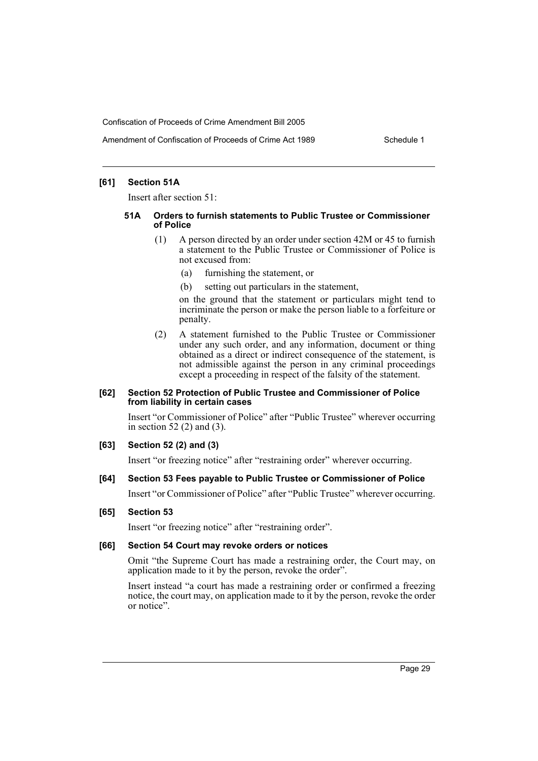**[61] Section 51A**

Insert after section 51:

**51A Orders to furnish statements to Public Trustee or Commissioner of Police**

(1) A person directed by an order under section 42M or 45 to furnish a statement to the Public Trustee or Commissioner of Police is not excused from:

(a) furnishing the statement, or

(b) setting out particulars in the statement,

on the ground that the statement or particulars might tend to incriminate the person or make the person liable to a forfeiture or penalty.

(2) A statement furnished to the Public Trustee or Commissioner under any such order, and any information, document or thing obtained as a direct or indirect consequence of the statement, is not admissible against the person in any criminal proceedings except a proceeding in respect of the falsity of the statement.

**[62] Section 52 Protection of Public Trustee and Commissioner of Police from liability in certain cases**

Insert "or Commissioner of Police" after "Public Trustee" wherever occurring in section 52 (2) and (3).

**[63] Section 52 (2) and (3)**

Insert "or freezing notice" after "restraining order" wherever occurring.

**[64] Section 53 Fees payable to Public Trustee or Commissioner of Police**

Insert "or Commissioner of Police" after "Public Trustee" wherever occurring.

**[65] Section 53**

Insert "or freezing notice" after "restraining order".

**[66] Section 54 Court may revoke orders or notices**

Omit "the Supreme Court has made a restraining order, the Court may, on application made to it by the person, revoke the order".

Insert instead "a court has made a restraining order or confirmed a freezing notice, the court may, on application made to it by the person, revoke the order or notice".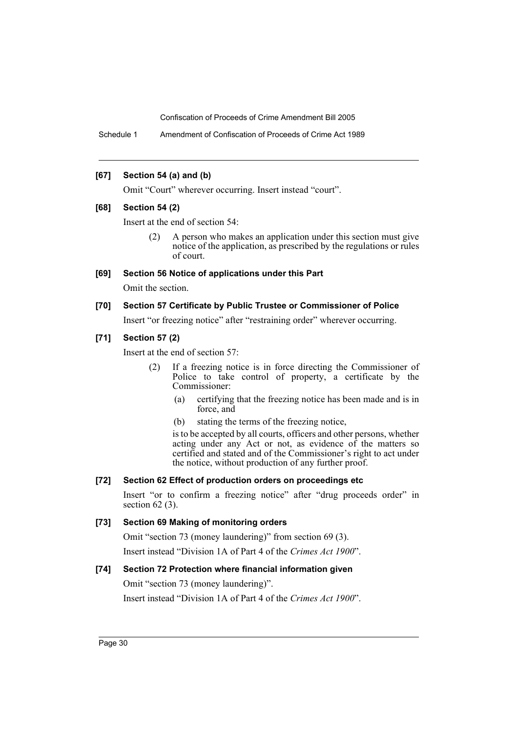### [67] Section 54 (a) and (b)

Omit "Court" wherever occurring. Insert instead "court".

### [68] Section 54 (2)

Insert at the end of section 54:

> (2) A person who makes an application under this section must give notice of the application, as prescribed by the regulations or rules of court.

### [69] Section 56 Notice of applications under this Part

Omit the section.

### [70] Section 57 Certificate by Public Trustee or Commissioner of Police

Insert "or freezing notice" after "restraining order" wherever occurring.

### [71] Section 57 (2)

Insert at the end of section 57:

> (2) If a freezing notice is in force directing the Commissioner of Police to take control of property, a certificate by the Commissioner:
>
> (a) certifying that the freezing notice has been made and is in force, and
>
> (b) stating the terms of the freezing notice,
>
> is to be accepted by all courts, officers and other persons, whether acting under any Act or not, as evidence of the matters so certified and stated and of the Commissioner's right to act under the notice, without production of any further proof.

### [72] Section 62 Effect of production orders on proceedings etc

Insert "or to confirm a freezing notice" after "drug proceeds order" in section 62 (3).

### [73] Section 69 Making of monitoring orders

Omit "section 73 (money laundering)" from section 69 (3).

Insert instead "Division 1A of Part 4 of the *Crimes Act 1900*".

### [74] Section 72 Protection where financial information given

Omit "section 73 (money laundering)".

Insert instead "Division 1A of Part 4 of the *Crimes Act 1900*".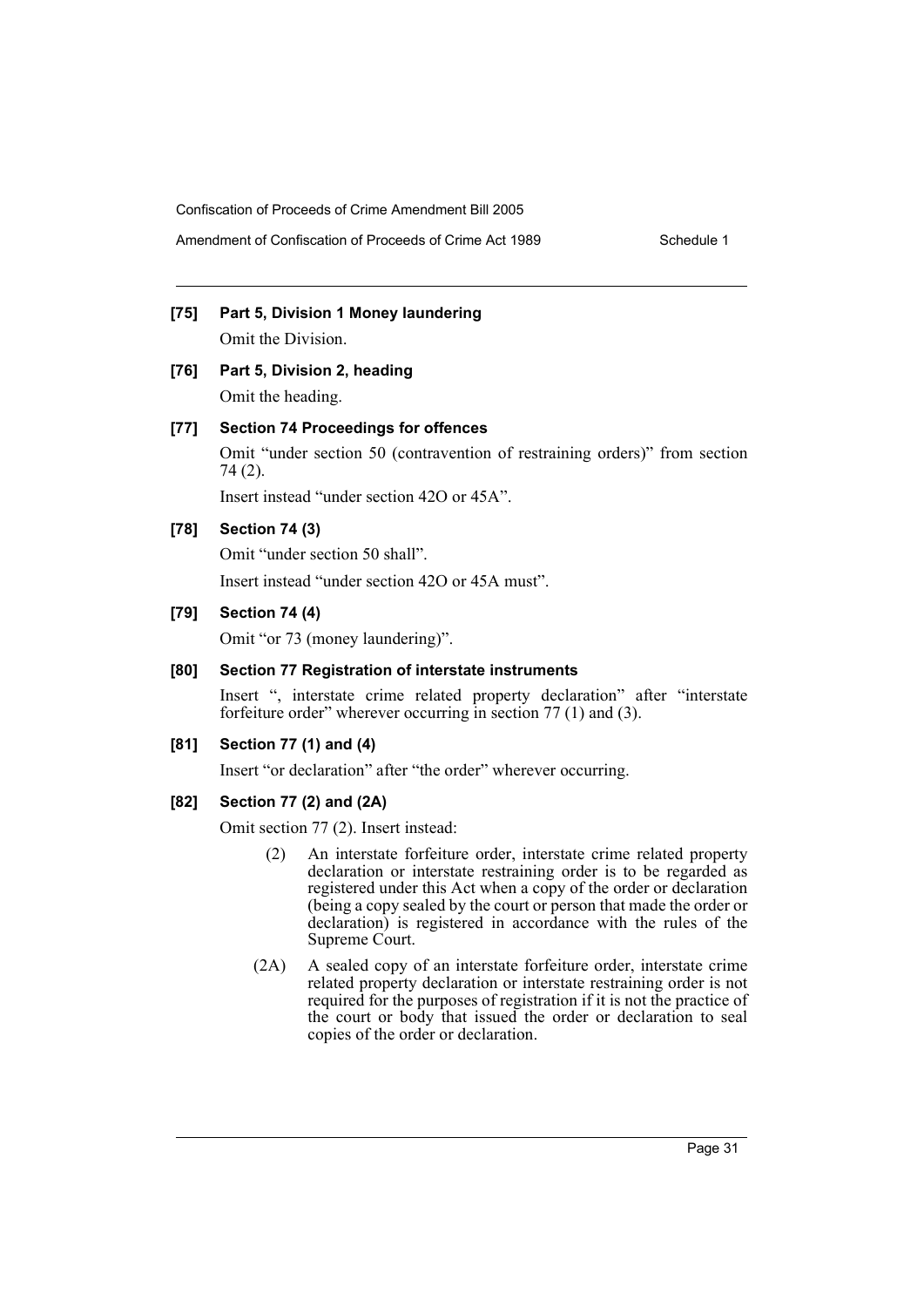**[75] Part 5, Division 1 Money laundering**

Omit the Division.

**[76] Part 5, Division 2, heading**

Omit the heading.

**[77] Section 74 Proceedings for offences**

Omit "under section 50 (contravention of restraining orders)" from section 74 (2).

Insert instead "under section 42O or 45A".

**[78] Section 74 (3)**

Omit "under section 50 shall".

Insert instead "under section 42O or 45A must".

**[79] Section 74 (4)**

Omit "or 73 (money laundering)".

**[80] Section 77 Registration of interstate instruments**

Insert ", interstate crime related property declaration" after "interstate forfeiture order" wherever occurring in section 77 (1) and (3).

**[81] Section 77 (1) and (4)**

Insert "or declaration" after "the order" wherever occurring.

**[82] Section 77 (2) and (2A)**

Omit section 77 (2). Insert instead:

> (2) An interstate forfeiture order, interstate crime related property declaration or interstate restraining order is to be regarded as registered under this Act when a copy of the order or declaration (being a copy sealed by the court or person that made the order or declaration) is registered in accordance with the rules of the Supreme Court.
>
> (2A) A sealed copy of an interstate forfeiture order, interstate crime related property declaration or interstate restraining order is not required for the purposes of registration if it is not the practice of the court or body that issued the order or declaration to seal copies of the order or declaration.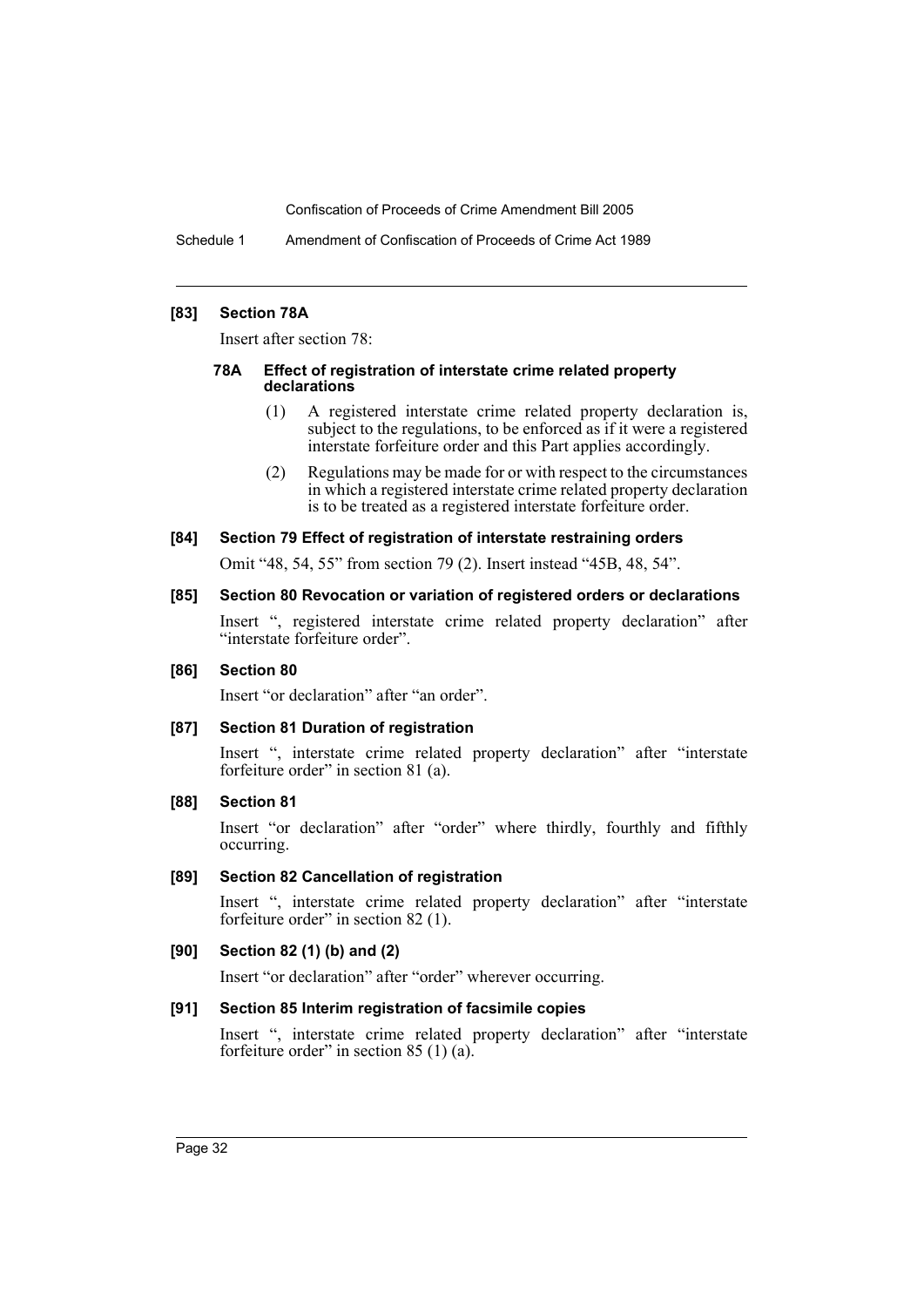#### [83] Section 78A

Insert after section 78:

##### 78A Effect of registration of interstate crime related property declarations

(1) A registered interstate crime related property declaration is, subject to the regulations, to be enforced as if it were a registered interstate forfeiture order and this Part applies accordingly.

(2) Regulations may be made for or with respect to the circumstances in which a registered interstate crime related property declaration is to be treated as a registered interstate forfeiture order.

#### [84] Section 79 Effect of registration of interstate restraining orders

Omit "48, 54, 55" from section 79 (2). Insert instead "45B, 48, 54".

#### [85] Section 80 Revocation or variation of registered orders or declarations

Insert ", registered interstate crime related property declaration" after "interstate forfeiture order".

#### [86] Section 80

Insert "or declaration" after "an order".

#### [87] Section 81 Duration of registration

Insert ", interstate crime related property declaration" after "interstate forfeiture order" in section 81 (a).

#### [88] Section 81

Insert "or declaration" after "order" where thirdly, fourthly and fifthly occurring.

#### [89] Section 82 Cancellation of registration

Insert ", interstate crime related property declaration" after "interstate forfeiture order" in section 82 (1).

#### [90] Section 82 (1) (b) and (2)

Insert "or declaration" after "order" wherever occurring.

#### [91] Section 85 Interim registration of facsimile copies

Insert ", interstate crime related property declaration" after "interstate forfeiture order" in section 85 (1) (a).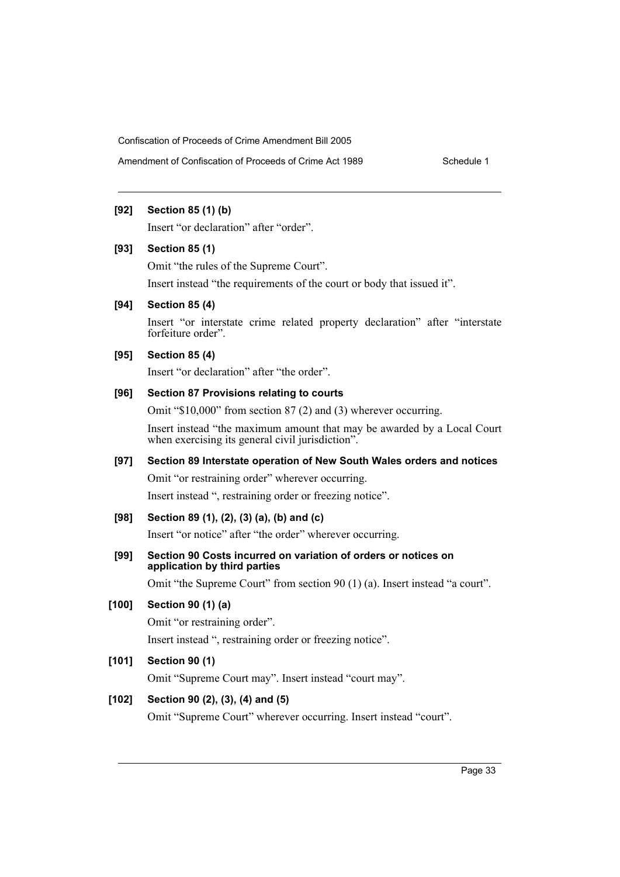**[92] Section 85 (1) (b)**

Insert "or declaration" after "order".

**[93] Section 85 (1)**

Omit "the rules of the Supreme Court".

Insert instead "the requirements of the court or body that issued it".

**[94] Section 85 (4)**

Insert "or interstate crime related property declaration" after "interstate forfeiture order".

**[95] Section 85 (4)**

Insert "or declaration" after "the order".

**[96] Section 87 Provisions relating to courts**

Omit "$10,000" from section 87 (2) and (3) wherever occurring.

Insert instead "the maximum amount that may be awarded by a Local Court when exercising its general civil jurisdiction".

**[97] Section 89 Interstate operation of New South Wales orders and notices**

Omit "or restraining order" wherever occurring.

Insert instead ", restraining order or freezing notice".

**[98] Section 89 (1), (2), (3) (a), (b) and (c)**

Insert "or notice" after "the order" wherever occurring.

**[99] Section 90 Costs incurred on variation of orders or notices on application by third parties**

Omit "the Supreme Court" from section 90 (1) (a). Insert instead "a court".

**[100] Section 90 (1) (a)**

Omit "or restraining order".

Insert instead ", restraining order or freezing notice".

**[101] Section 90 (1)**

Omit "Supreme Court may". Insert instead "court may".

**[102] Section 90 (2), (3), (4) and (5)**

Omit "Supreme Court" wherever occurring. Insert instead "court".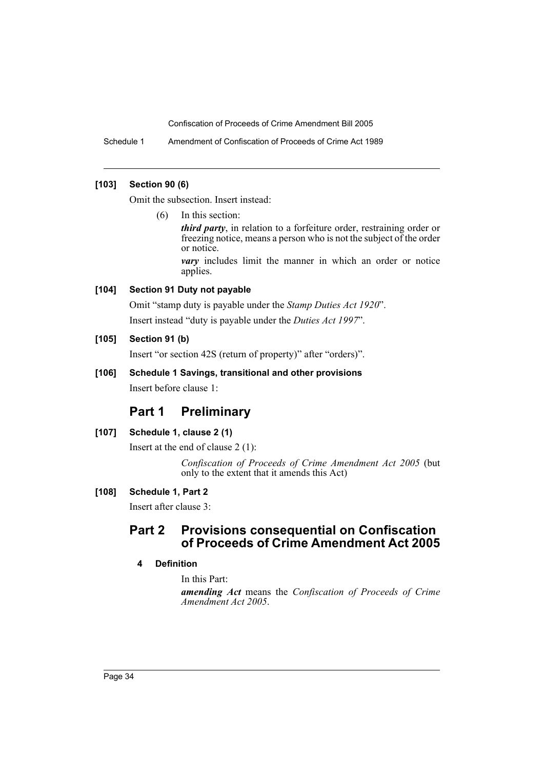**[103] Section 90 (6)**

Omit the subsection. Insert instead:

> (6) In this section:
>
> ***third party***, in relation to a forfeiture order, restraining order or freezing notice, means a person who is not the subject of the order or notice.
>
> ***vary*** includes limit the manner in which an order or notice applies.

**[104] Section 91 Duty not payable**

Omit "stamp duty is payable under the *Stamp Duties Act 1920*".

Insert instead "duty is payable under the *Duties Act 1997*".

**[105] Section 91 (b)**

Insert "or section 42S (return of property)" after "orders)".

**[106] Schedule 1 Savings, transitional and other provisions**

Insert before clause 1:

## Part 1 Preliminary

**[107] Schedule 1, clause 2 (1)**

Insert at the end of clause 2 (1):

> *Confiscation of Proceeds of Crime Amendment Act 2005* (but only to the extent that it amends this Act)

**[108] Schedule 1, Part 2**

Insert after clause 3:

## Part 2 Provisions consequential on Confiscation of Proceeds of Crime Amendment Act 2005

### 4 Definition

In this Part:

***amending Act*** means the *Confiscation of Proceeds of Crime Amendment Act 2005*.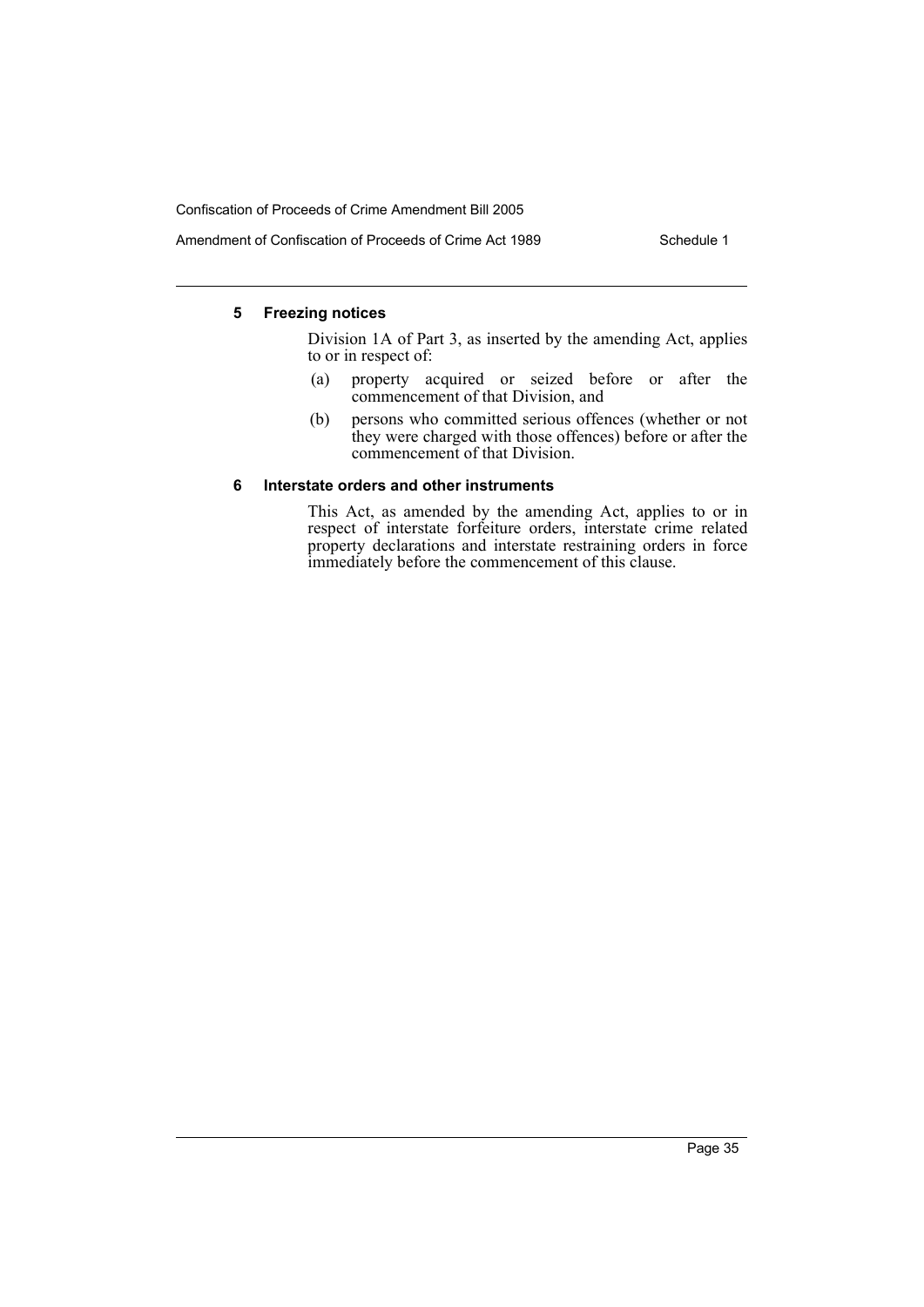### 5 Freezing notices

Division 1A of Part 3, as inserted by the amending Act, applies to or in respect of:

(a) property acquired or seized before or after the commencement of that Division, and

(b) persons who committed serious offences (whether or not they were charged with those offences) before or after the commencement of that Division.

### 6 Interstate orders and other instruments

This Act, as amended by the amending Act, applies to or in respect of interstate forfeiture orders, interstate crime related property declarations and interstate restraining orders in force immediately before the commencement of this clause.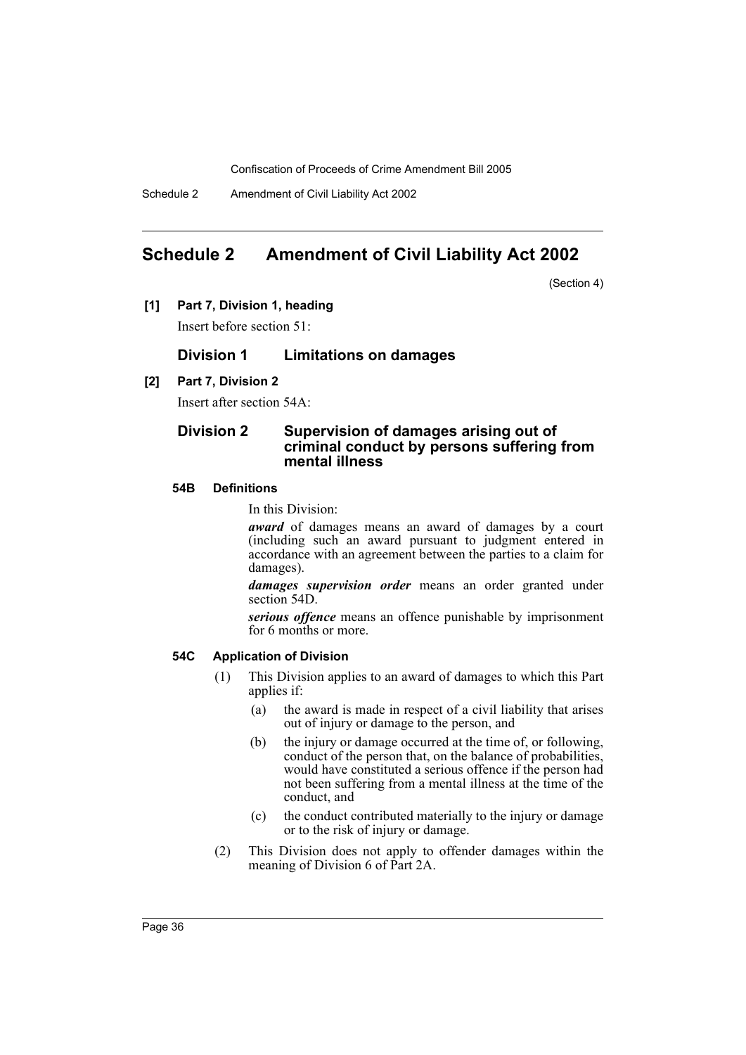# Schedule 2 Amendment of Civil Liability Act 2002

(Section 4)

**[1] Part 7, Division 1, heading**

Insert before section 51:

## Division 1 Limitations on damages

**[2] Part 7, Division 2**

Insert after section 54A:

## Division 2 Supervision of damages arising out of criminal conduct by persons suffering from mental illness

### 54B Definitions

In this Division:

***award*** of damages means an award of damages by a court (including such an award pursuant to judgment entered in accordance with an agreement between the parties to a claim for damages).

***damages supervision order*** means an order granted under section 54D.

***serious offence*** means an offence punishable by imprisonment for 6 months or more.

### 54C Application of Division

(1) This Division applies to an award of damages to which this Part applies if:

- (a) the award is made in respect of a civil liability that arises out of injury or damage to the person, and
- (b) the injury or damage occurred at the time of, or following, conduct of the person that, on the balance of probabilities, would have constituted a serious offence if the person had not been suffering from a mental illness at the time of the conduct, and
- (c) the conduct contributed materially to the injury or damage or to the risk of injury or damage.

(2) This Division does not apply to offender damages within the meaning of Division 6 of Part 2A.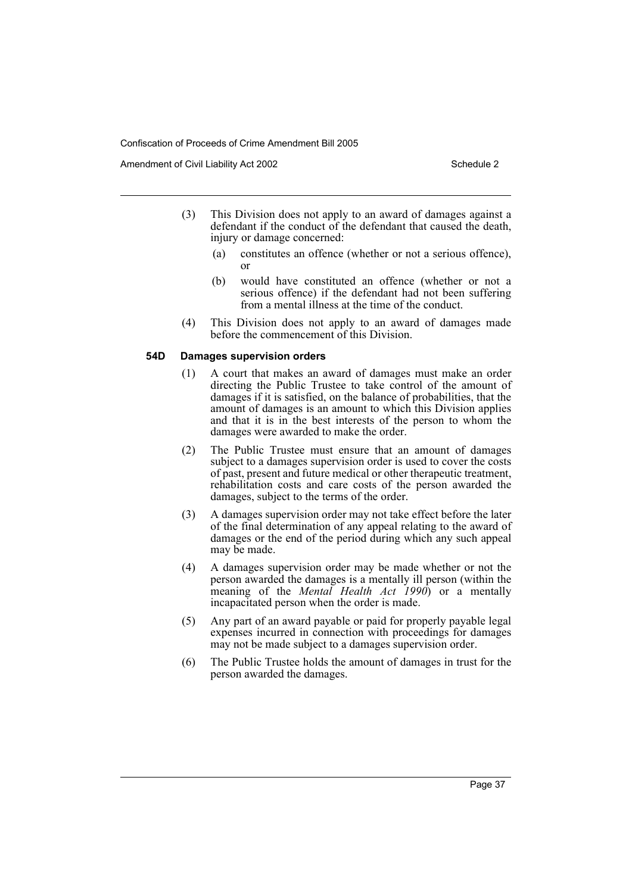(3) This Division does not apply to an award of damages against a defendant if the conduct of the defendant that caused the death, injury or damage concerned:

  (a) constitutes an offence (whether or not a serious offence), or

  (b) would have constituted an offence (whether or not a serious offence) if the defendant had not been suffering from a mental illness at the time of the conduct.

(4) This Division does not apply to an award of damages made before the commencement of this Division.

**54D Damages supervision orders**

(1) A court that makes an award of damages must make an order directing the Public Trustee to take control of the amount of damages if it is satisfied, on the balance of probabilities, that the amount of damages is an amount to which this Division applies and that it is in the best interests of the person to whom the damages were awarded to make the order.

(2) The Public Trustee must ensure that an amount of damages subject to a damages supervision order is used to cover the costs of past, present and future medical or other therapeutic treatment, rehabilitation costs and care costs of the person awarded the damages, subject to the terms of the order.

(3) A damages supervision order may not take effect before the later of the final determination of any appeal relating to the award of damages or the end of the period during which any such appeal may be made.

(4) A damages supervision order may be made whether or not the person awarded the damages is a mentally ill person (within the meaning of the *Mental Health Act 1990*) or a mentally incapacitated person when the order is made.

(5) Any part of an award payable or paid for properly payable legal expenses incurred in connection with proceedings for damages may not be made subject to a damages supervision order.

(6) The Public Trustee holds the amount of damages in trust for the person awarded the damages.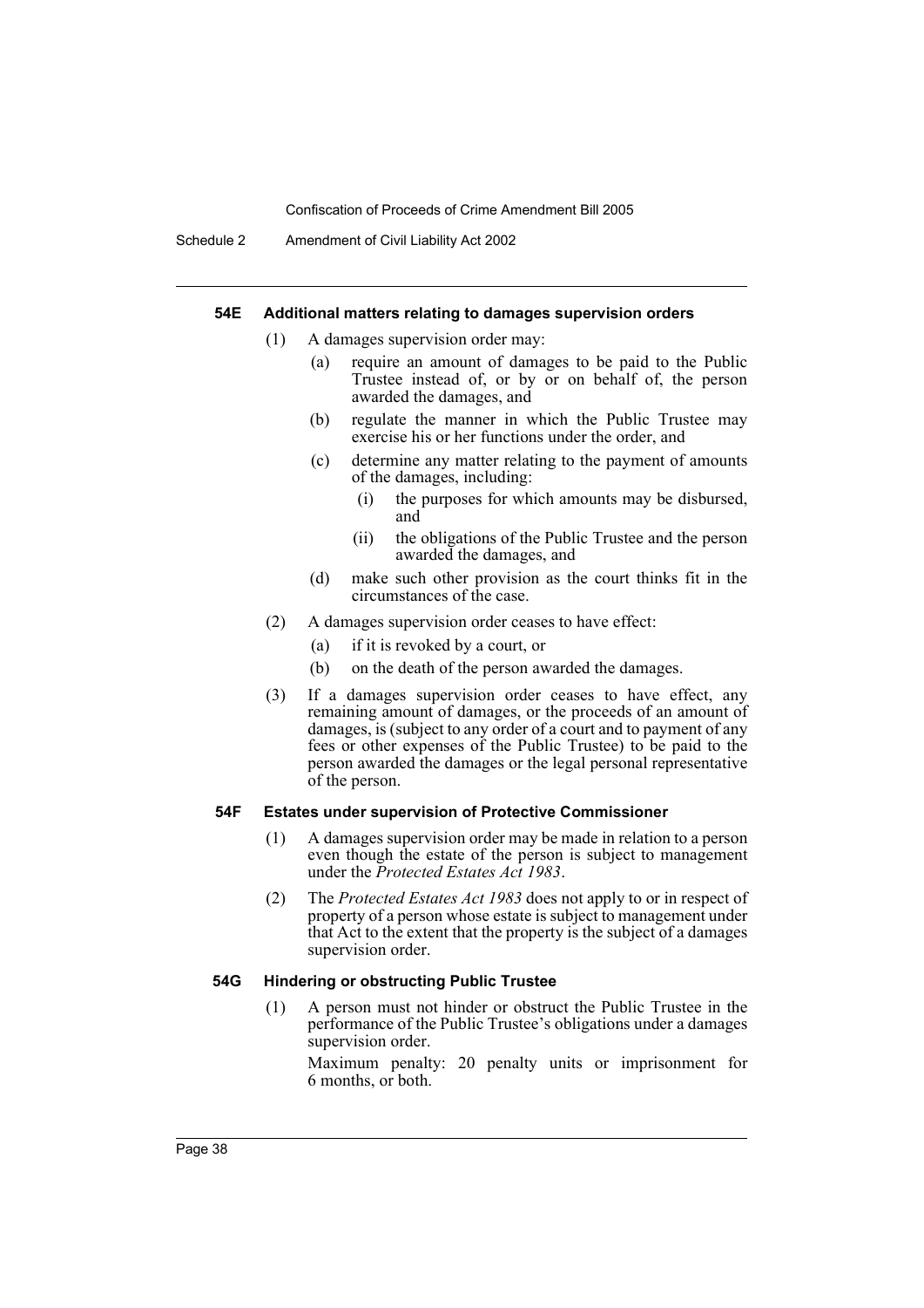#### 54E Additional matters relating to damages supervision orders

(1) A damages supervision order may:

- (a) require an amount of damages to be paid to the Public Trustee instead of, or by or on behalf of, the person awarded the damages, and
- (b) regulate the manner in which the Public Trustee may exercise his or her functions under the order, and
- (c) determine any matter relating to the payment of amounts of the damages, including:
  - (i) the purposes for which amounts may be disbursed, and
  - (ii) the obligations of the Public Trustee and the person awarded the damages, and
- (d) make such other provision as the court thinks fit in the circumstances of the case.

(2) A damages supervision order ceases to have effect:

- (a) if it is revoked by a court, or
- (b) on the death of the person awarded the damages.

(3) If a damages supervision order ceases to have effect, any remaining amount of damages, or the proceeds of an amount of damages, is (subject to any order of a court and to payment of any fees or other expenses of the Public Trustee) to be paid to the person awarded the damages or the legal personal representative of the person.

#### 54F Estates under supervision of Protective Commissioner

(1) A damages supervision order may be made in relation to a person even though the estate of the person is subject to management under the *Protected Estates Act 1983*.

(2) The *Protected Estates Act 1983* does not apply to or in respect of property of a person whose estate is subject to management under that Act to the extent that the property is the subject of a damages supervision order.

#### 54G Hindering or obstructing Public Trustee

(1) A person must not hinder or obstruct the Public Trustee in the performance of the Public Trustee's obligations under a damages supervision order.

Maximum penalty: 20 penalty units or imprisonment for 6 months, or both.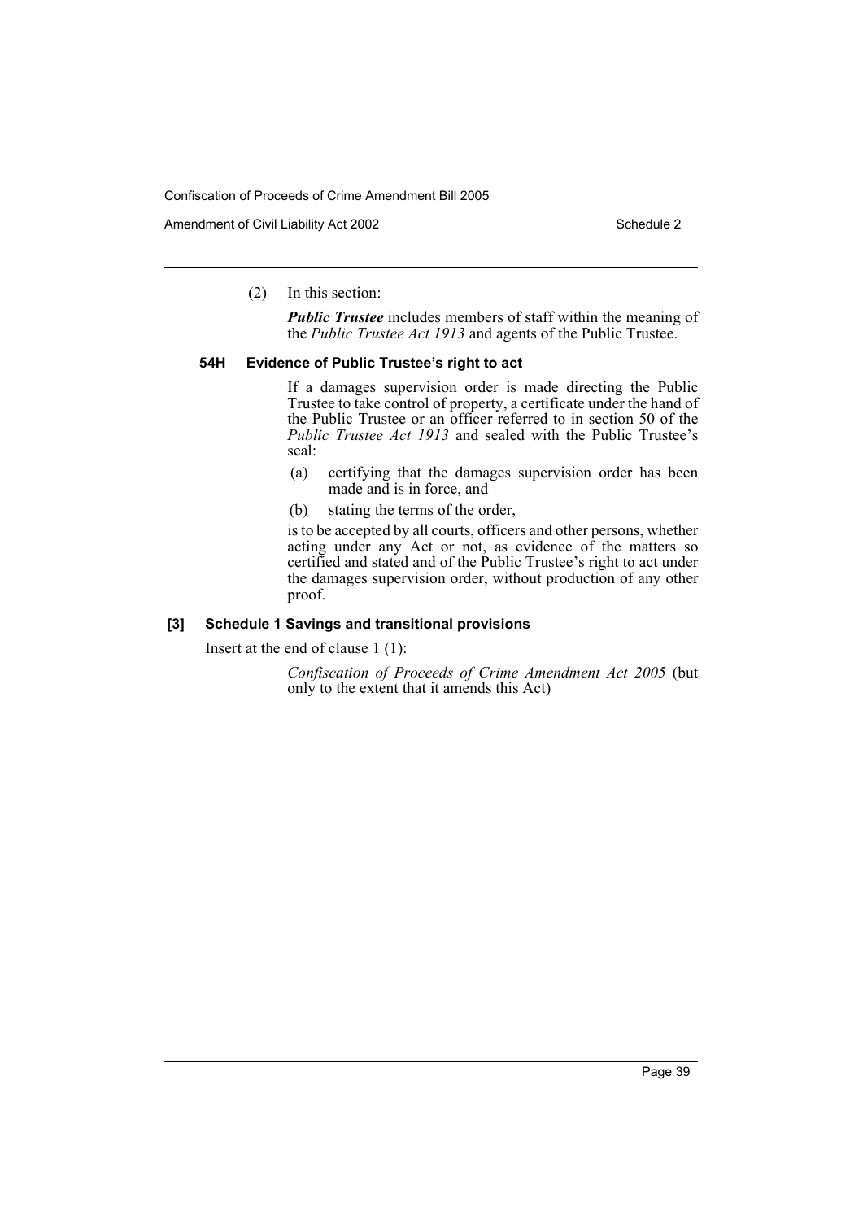(2) In this section:

*Public Trustee* includes members of staff within the meaning of the *Public Trustee Act 1913* and agents of the Public Trustee.

### 54H Evidence of Public Trustee's right to act

If a damages supervision order is made directing the Public Trustee to take control of property, a certificate under the hand of the Public Trustee or an officer referred to in section 50 of the *Public Trustee Act 1913* and sealed with the Public Trustee's seal:

(a) certifying that the damages supervision order has been made and is in force, and

(b) stating the terms of the order,

is to be accepted by all courts, officers and other persons, whether acting under any Act or not, as evidence of the matters so certified and stated and of the Public Trustee's right to act under the damages supervision order, without production of any other proof.

### [3] Schedule 1 Savings and transitional provisions

Insert at the end of clause 1 (1):

*Confiscation of Proceeds of Crime Amendment Act 2005* (but only to the extent that it amends this Act)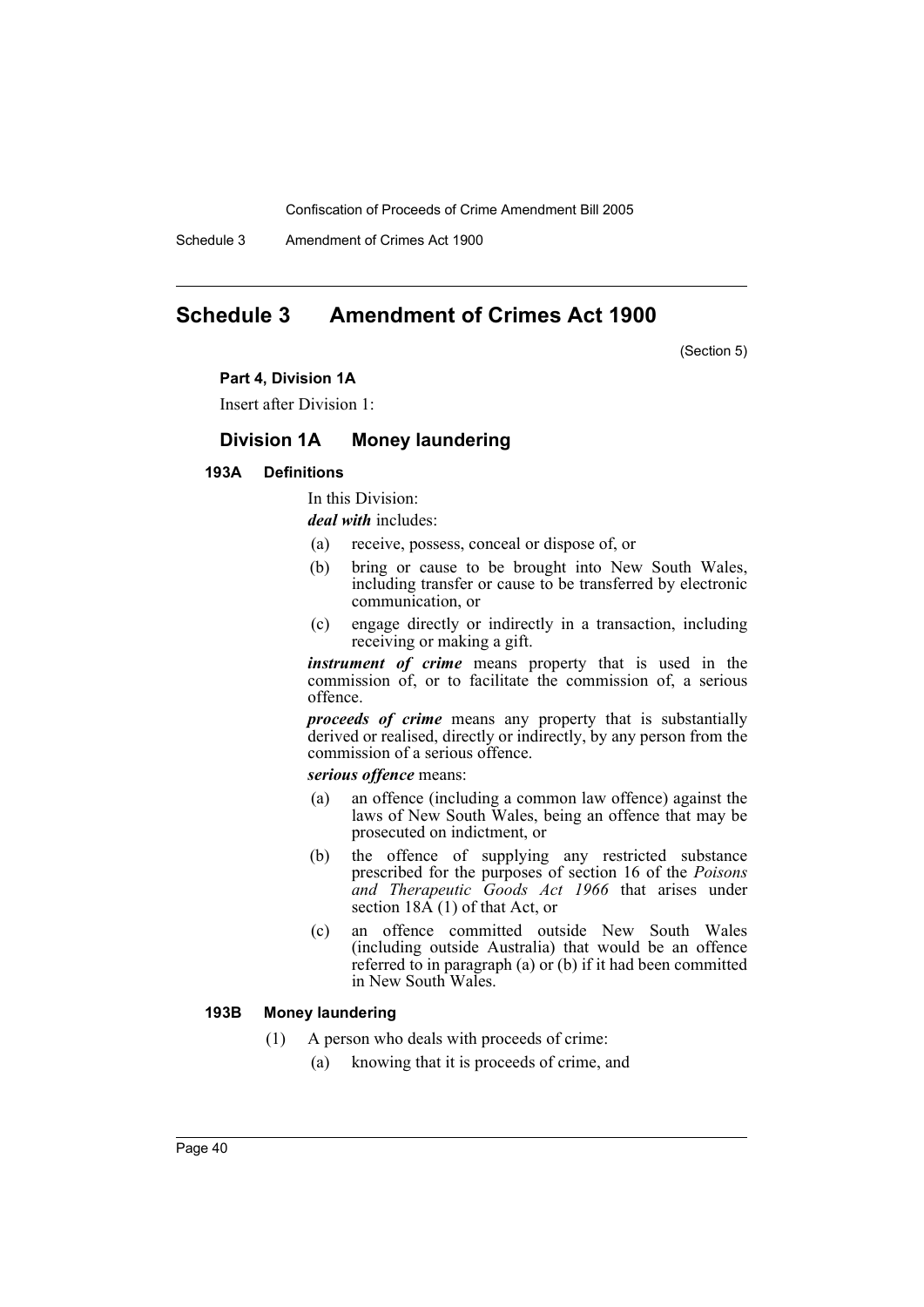# Schedule 3 Amendment of Crimes Act 1900

(Section 5)

**Part 4, Division 1A**

Insert after Division 1:

## Division 1A Money laundering

#### 193A Definitions

In this Division:

***deal with*** includes:

(a) receive, possess, conceal or dispose of, or

(b) bring or cause to be brought into New South Wales, including transfer or cause to be transferred by electronic communication, or

(c) engage directly or indirectly in a transaction, including receiving or making a gift.

***instrument of crime*** means property that is used in the commission of, or to facilitate the commission of, a serious offence.

***proceeds of crime*** means any property that is substantially derived or realised, directly or indirectly, by any person from the commission of a serious offence.

***serious offence*** means:

(a) an offence (including a common law offence) against the laws of New South Wales, being an offence that may be prosecuted on indictment, or

(b) the offence of supplying any restricted substance prescribed for the purposes of section 16 of the *Poisons and Therapeutic Goods Act 1966* that arises under section 18A (1) of that Act, or

(c) an offence committed outside New South Wales (including outside Australia) that would be an offence referred to in paragraph (a) or (b) if it had been committed in New South Wales.

#### 193B Money laundering

(1) A person who deals with proceeds of crime:

(a) knowing that it is proceeds of crime, and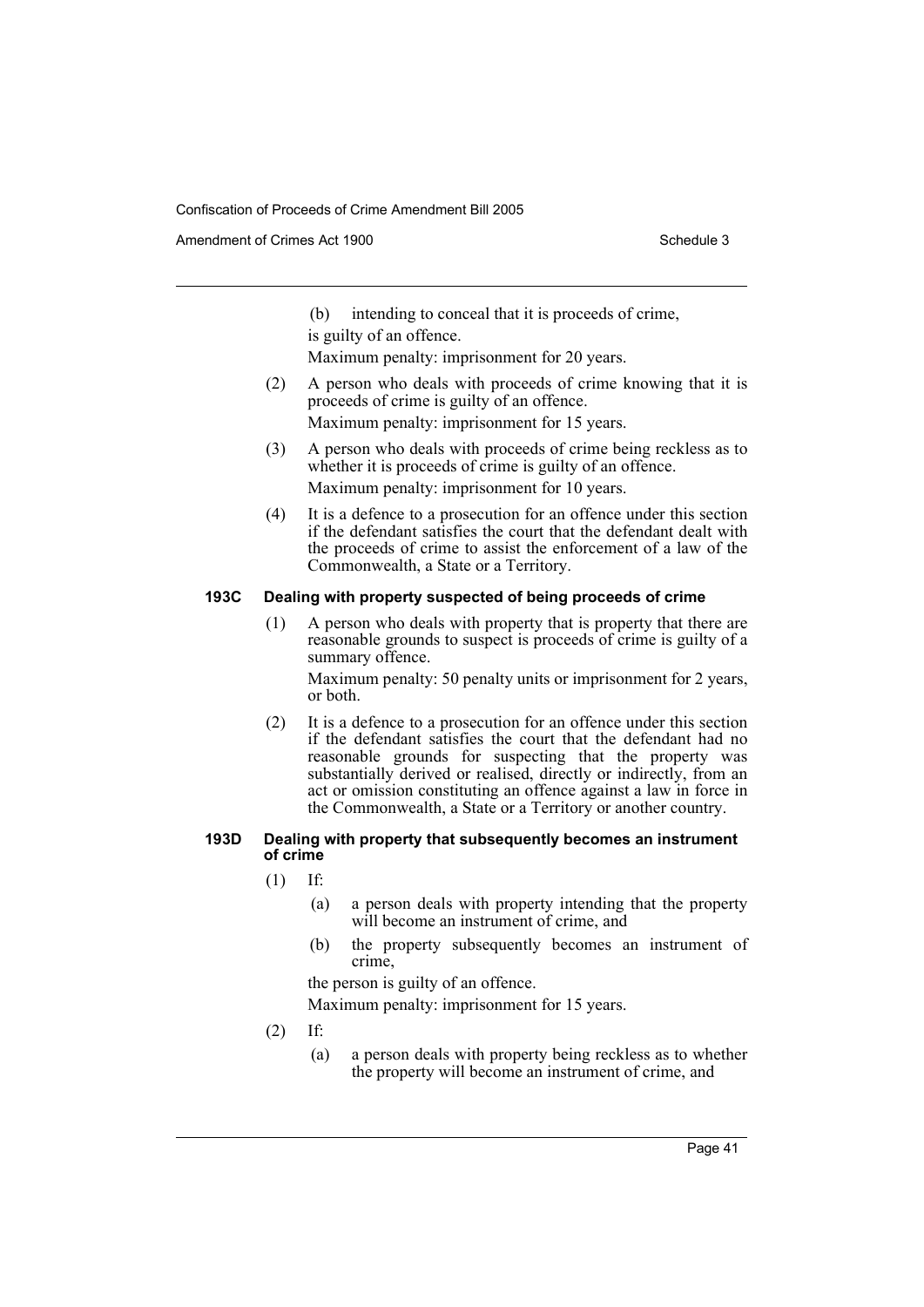(b) intending to conceal that it is proceeds of crime,

is guilty of an offence.

Maximum penalty: imprisonment for 20 years.

(2) A person who deals with proceeds of crime knowing that it is proceeds of crime is guilty of an offence.

Maximum penalty: imprisonment for 15 years.

(3) A person who deals with proceeds of crime being reckless as to whether it is proceeds of crime is guilty of an offence.

Maximum penalty: imprisonment for 10 years.

(4) It is a defence to a prosecution for an offence under this section if the defendant satisfies the court that the defendant dealt with the proceeds of crime to assist the enforcement of a law of the Commonwealth, a State or a Territory.

**193C Dealing with property suspected of being proceeds of crime**

(1) A person who deals with property that is property that there are reasonable grounds to suspect is proceeds of crime is guilty of a summary offence.

Maximum penalty: 50 penalty units or imprisonment for 2 years, or both.

(2) It is a defence to a prosecution for an offence under this section if the defendant satisfies the court that the defendant had no reasonable grounds for suspecting that the property was substantially derived or realised, directly or indirectly, from an act or omission constituting an offence against a law in force in the Commonwealth, a State or a Territory or another country.

**193D Dealing with property that subsequently becomes an instrument of crime**

(1) If:

(a) a person deals with property intending that the property will become an instrument of crime, and

(b) the property subsequently becomes an instrument of crime,

the person is guilty of an offence.

Maximum penalty: imprisonment for 15 years.

(2) If:

(a) a person deals with property being reckless as to whether the property will become an instrument of crime, and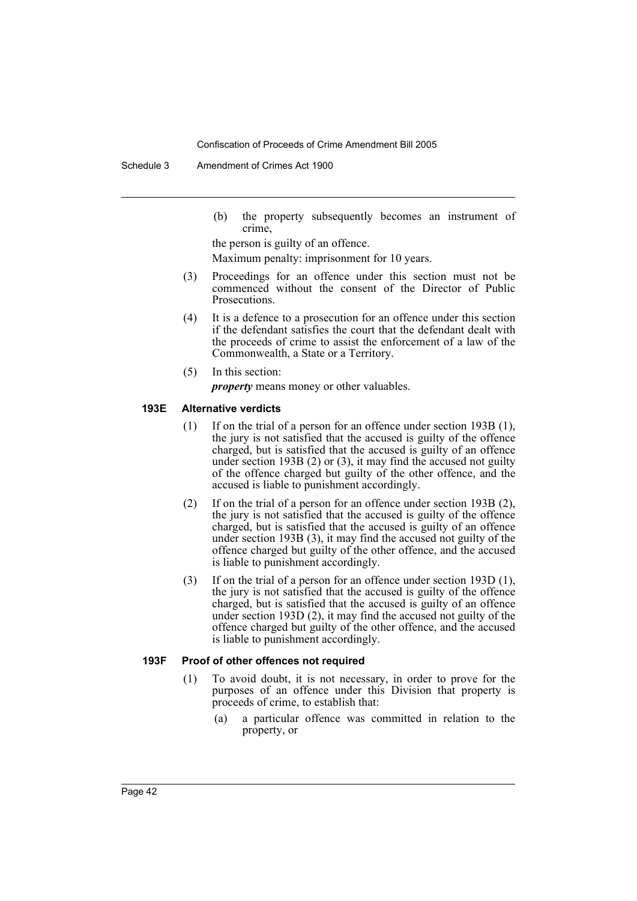(b) the property subsequently becomes an instrument of crime,

the person is guilty of an offence.

Maximum penalty: imprisonment for 10 years.

(3) Proceedings for an offence under this section must not be commenced without the consent of the Director of Public Prosecutions.

(4) It is a defence to a prosecution for an offence under this section if the defendant satisfies the court that the defendant dealt with the proceeds of crime to assist the enforcement of a law of the Commonwealth, a State or a Territory.

(5) In this section:

***property*** means money or other valuables.

### 193E Alternative verdicts

(1) If on the trial of a person for an offence under section 193B (1), the jury is not satisfied that the accused is guilty of the offence charged, but is satisfied that the accused is guilty of an offence under section 193B (2) or (3), it may find the accused not guilty of the offence charged but guilty of the other offence, and the accused is liable to punishment accordingly.

(2) If on the trial of a person for an offence under section 193B (2), the jury is not satisfied that the accused is guilty of the offence charged, but is satisfied that the accused is guilty of an offence under section 193B (3), it may find the accused not guilty of the offence charged but guilty of the other offence, and the accused is liable to punishment accordingly.

(3) If on the trial of a person for an offence under section 193D (1), the jury is not satisfied that the accused is guilty of the offence charged, but is satisfied that the accused is guilty of an offence under section 193D (2), it may find the accused not guilty of the offence charged but guilty of the other offence, and the accused is liable to punishment accordingly.

### 193F Proof of other offences not required

(1) To avoid doubt, it is not necessary, in order to prove for the purposes of an offence under this Division that property is proceeds of crime, to establish that:

(a) a particular offence was committed in relation to the property, or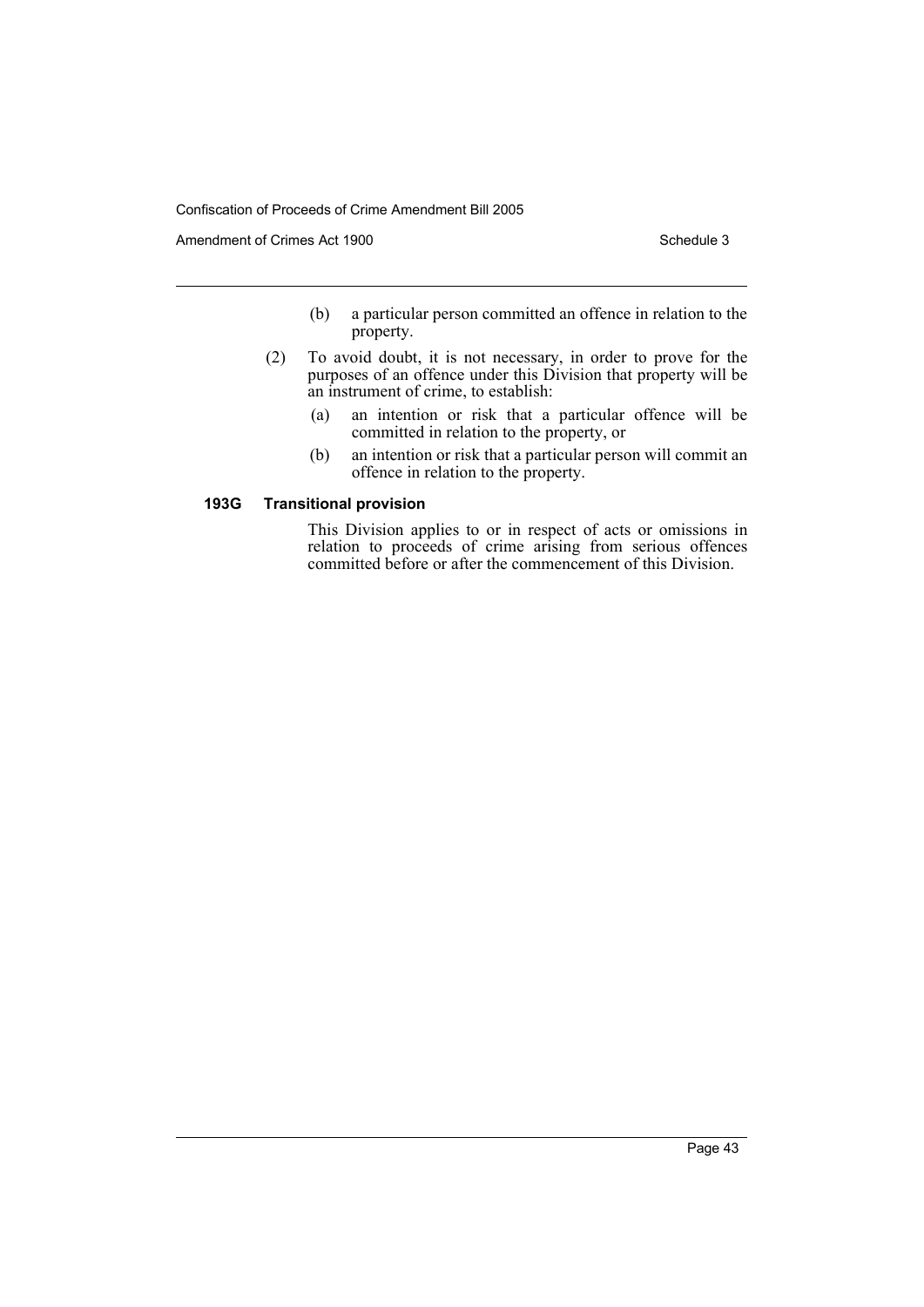(b) a particular person committed an offence in relation to the property.

(2) To avoid doubt, it is not necessary, in order to prove for the purposes of an offence under this Division that property will be an instrument of crime, to establish:

(a) an intention or risk that a particular offence will be committed in relation to the property, or

(b) an intention or risk that a particular person will commit an offence in relation to the property.

### 193G Transitional provision

This Division applies to or in respect of acts or omissions in relation to proceeds of crime arising from serious offences committed before or after the commencement of this Division.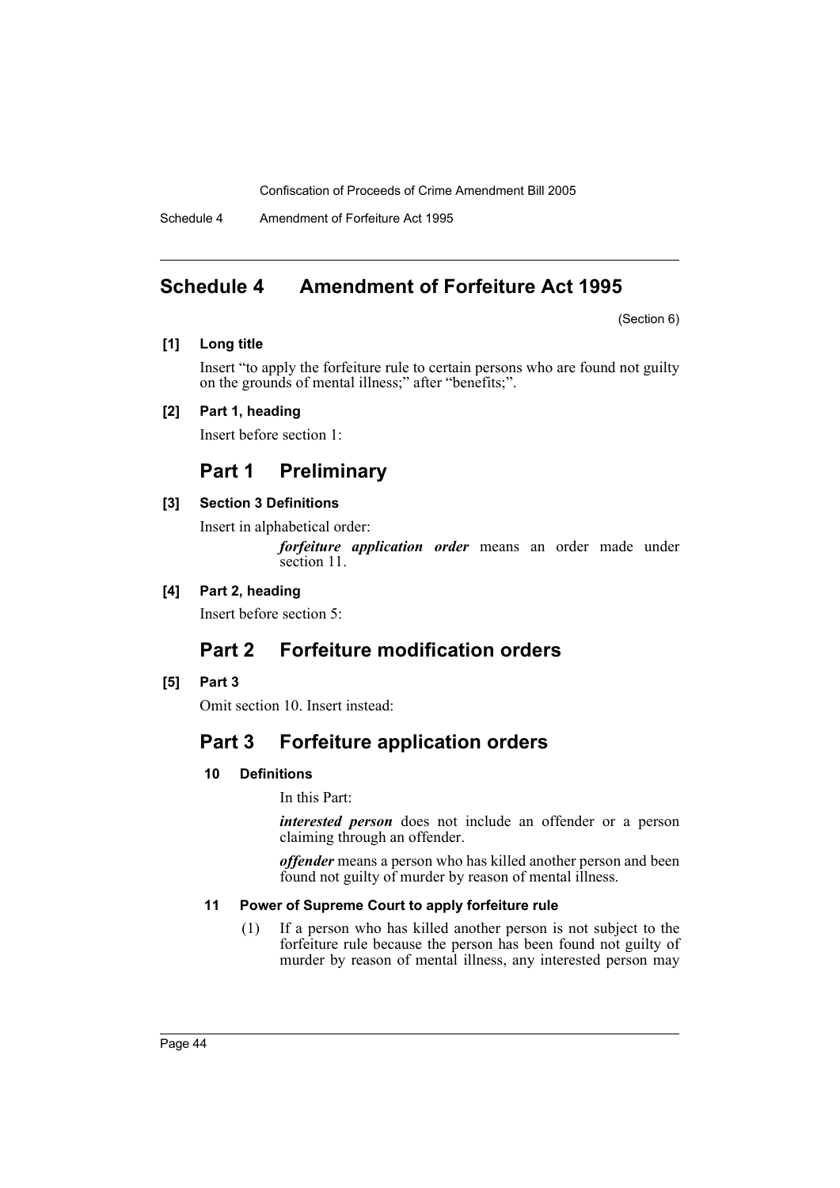## Schedule 4 Amendment of Forfeiture Act 1995

(Section 6)

**[1] Long title**

Insert "to apply the forfeiture rule to certain persons who are found not guilty on the grounds of mental illness;" after "benefits;".

**[2] Part 1, heading**

Insert before section 1:

## Part 1 Preliminary

**[3] Section 3 Definitions**

Insert in alphabetical order:

> ***forfeiture application order*** means an order made under section 11.

**[4] Part 2, heading**

Insert before section 5:

## Part 2 Forfeiture modification orders

**[5] Part 3**

Omit section 10. Insert instead:

## Part 3 Forfeiture application orders

### 10 Definitions

In this Part:

***interested person*** does not include an offender or a person claiming through an offender.

***offender*** means a person who has killed another person and been found not guilty of murder by reason of mental illness.

### 11 Power of Supreme Court to apply forfeiture rule

(1) If a person who has killed another person is not subject to the forfeiture rule because the person has been found not guilty of murder by reason of mental illness, any interested person may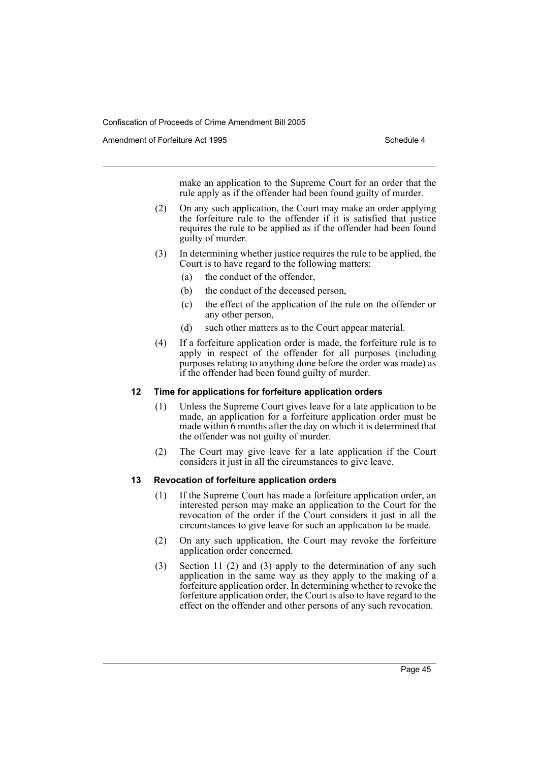make an application to the Supreme Court for an order that the rule apply as if the offender had been found guilty of murder.

(2) On any such application, the Court may make an order applying the forfeiture rule to the offender if it is satisfied that justice requires the rule to be applied as if the offender had been found guilty of murder.

(3) In determining whether justice requires the rule to be applied, the Court is to have regard to the following matters:

(a) the conduct of the offender,

(b) the conduct of the deceased person,

(c) the effect of the application of the rule on the offender or any other person,

(d) such other matters as to the Court appear material.

(4) If a forfeiture application order is made, the forfeiture rule is to apply in respect of the offender for all purposes (including purposes relating to anything done before the order was made) as if the offender had been found guilty of murder.

#### 12 Time for applications for forfeiture application orders

(1) Unless the Supreme Court gives leave for a late application to be made, an application for a forfeiture application order must be made within 6 months after the day on which it is determined that the offender was not guilty of murder.

(2) The Court may give leave for a late application if the Court considers it just in all the circumstances to give leave.

#### 13 Revocation of forfeiture application orders

(1) If the Supreme Court has made a forfeiture application order, an interested person may make an application to the Court for the revocation of the order if the Court considers it just in all the circumstances to give leave for such an application to be made.

(2) On any such application, the Court may revoke the forfeiture application order concerned.

(3) Section 11 (2) and (3) apply to the determination of any such application in the same way as they apply to the making of a forfeiture application order. In determining whether to revoke the forfeiture application order, the Court is also to have regard to the effect on the offender and other persons of any such revocation.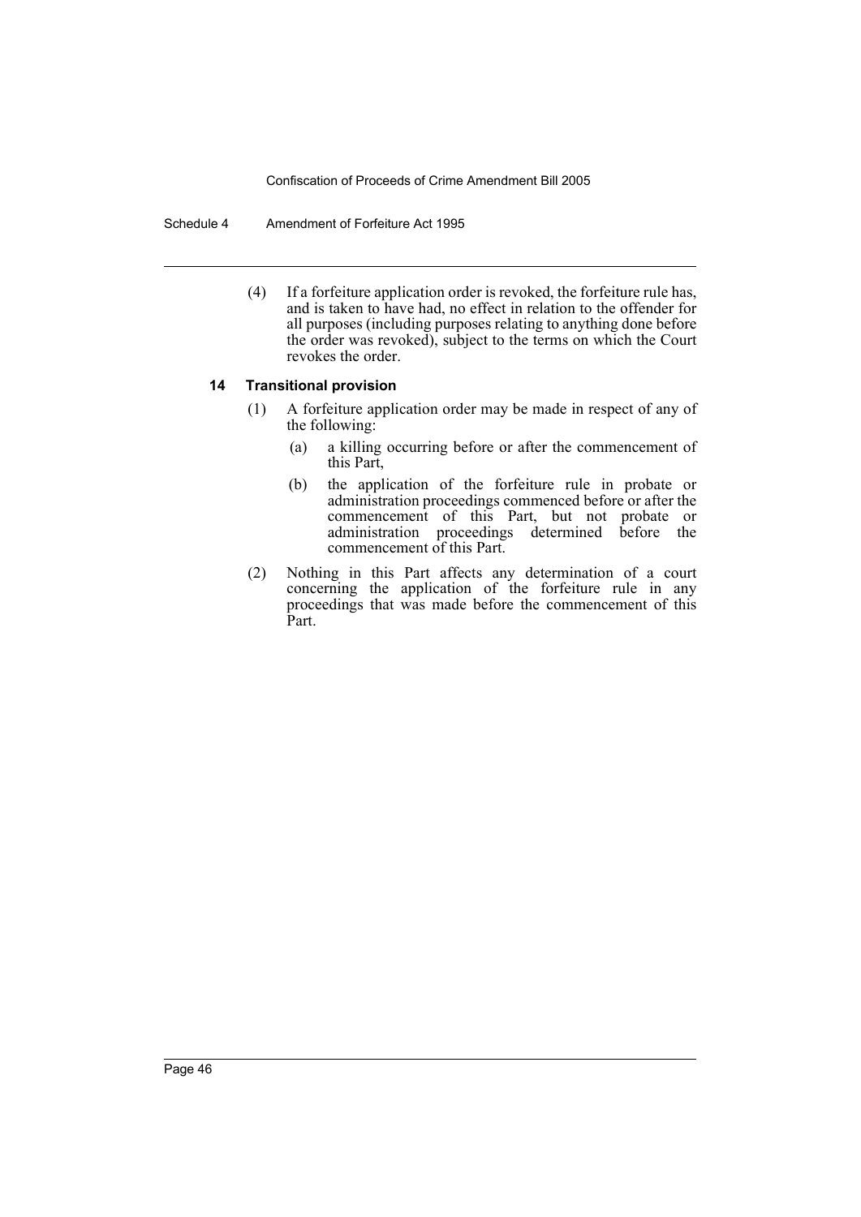(4) If a forfeiture application order is revoked, the forfeiture rule has, and is taken to have had, no effect in relation to the offender for all purposes (including purposes relating to anything done before the order was revoked), subject to the terms on which the Court revokes the order.

### 14 Transitional provision

(1) A forfeiture application order may be made in respect of any of the following:

- (a) a killing occurring before or after the commencement of this Part,
- (b) the application of the forfeiture rule in probate or administration proceedings commenced before or after the commencement of this Part, but not probate or administration proceedings determined before the commencement of this Part.

(2) Nothing in this Part affects any determination of a court concerning the application of the forfeiture rule in any proceedings that was made before the commencement of this Part.